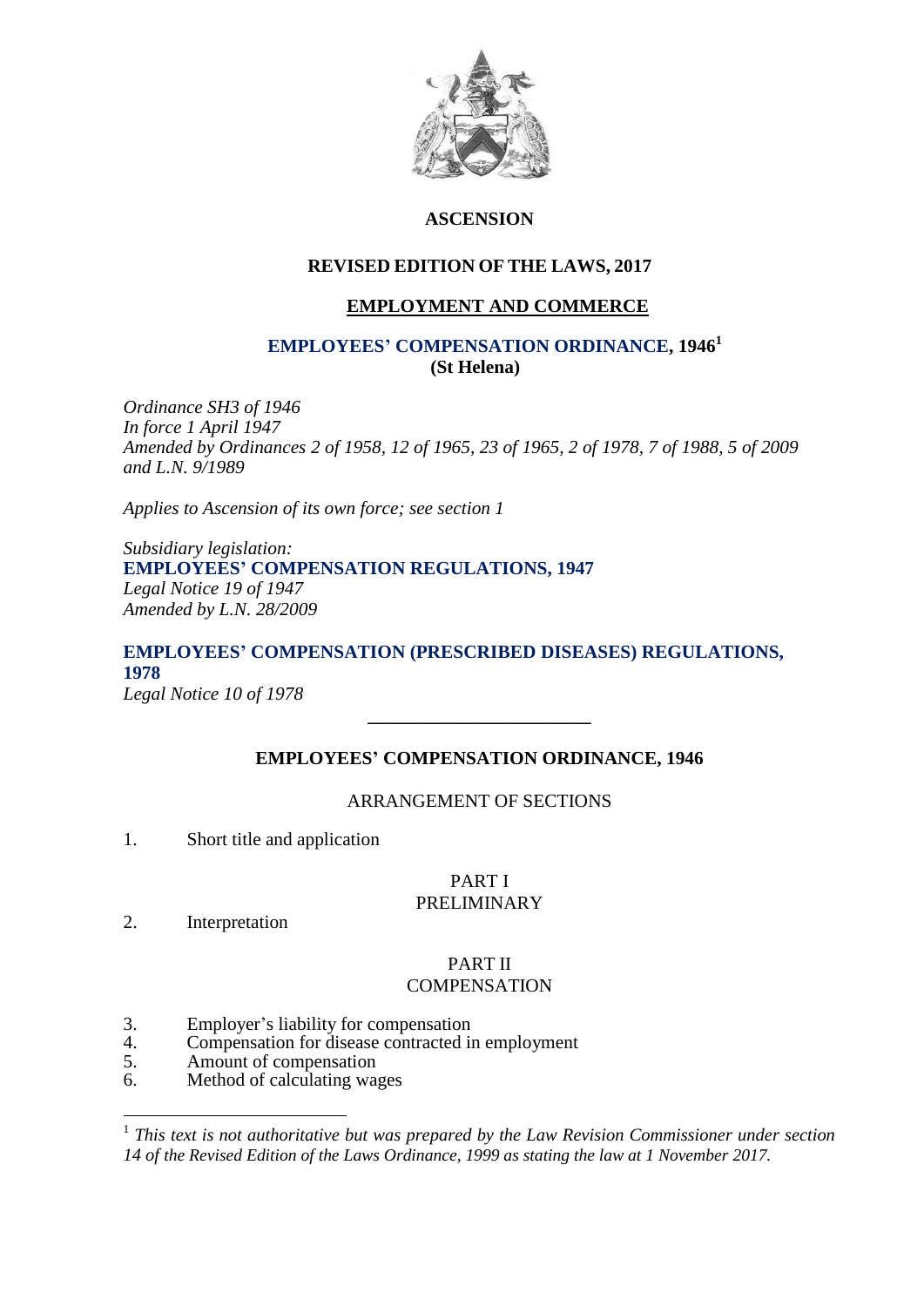# ASCENSION

## REVISED EDITION OF THE LAWS, 2017

## EMPLOYMENT AND COMMERCE

### EMPLOYEES' COMPENSATION ORDINANCE, 1946[1]
**(St Helena)**

*Ordinance SH3 of 1946*
*In force 1 April 1947*
*Amended by Ordinances 2 of 1958, 12 of 1965, 23 of 1965, 2 of 1978, 7 of 1988, 5 of 2009 and L.N. 9/1989*

*Applies to Ascension of its own force; see section 1*

*Subsidiary legislation:*
**EMPLOYEES' COMPENSATION REGULATIONS, 1947**
*Legal Notice 19 of 1947*
*Amended by L.N. 28/2009*

**EMPLOYEES' COMPENSATION (PRESCRIBED DISEASES) REGULATIONS, 1978**
*Legal Notice 10 of 1978*

---

## EMPLOYEES' COMPENSATION ORDINANCE, 1946

ARRANGEMENT OF SECTIONS

1. Short title and application

PART I
PRELIMINARY

2. Interpretation

PART II
COMPENSATION

3. Employer's liability for compensation
4. Compensation for disease contracted in employment
5. Amount of compensation
6. Method of calculating wages

---

[1] *This text is not authoritative but was prepared by the Law Revision Commissioner under section 14 of the Revised Edition of the Laws Ordinance, 1999 as stating the law at 1 November 2017.*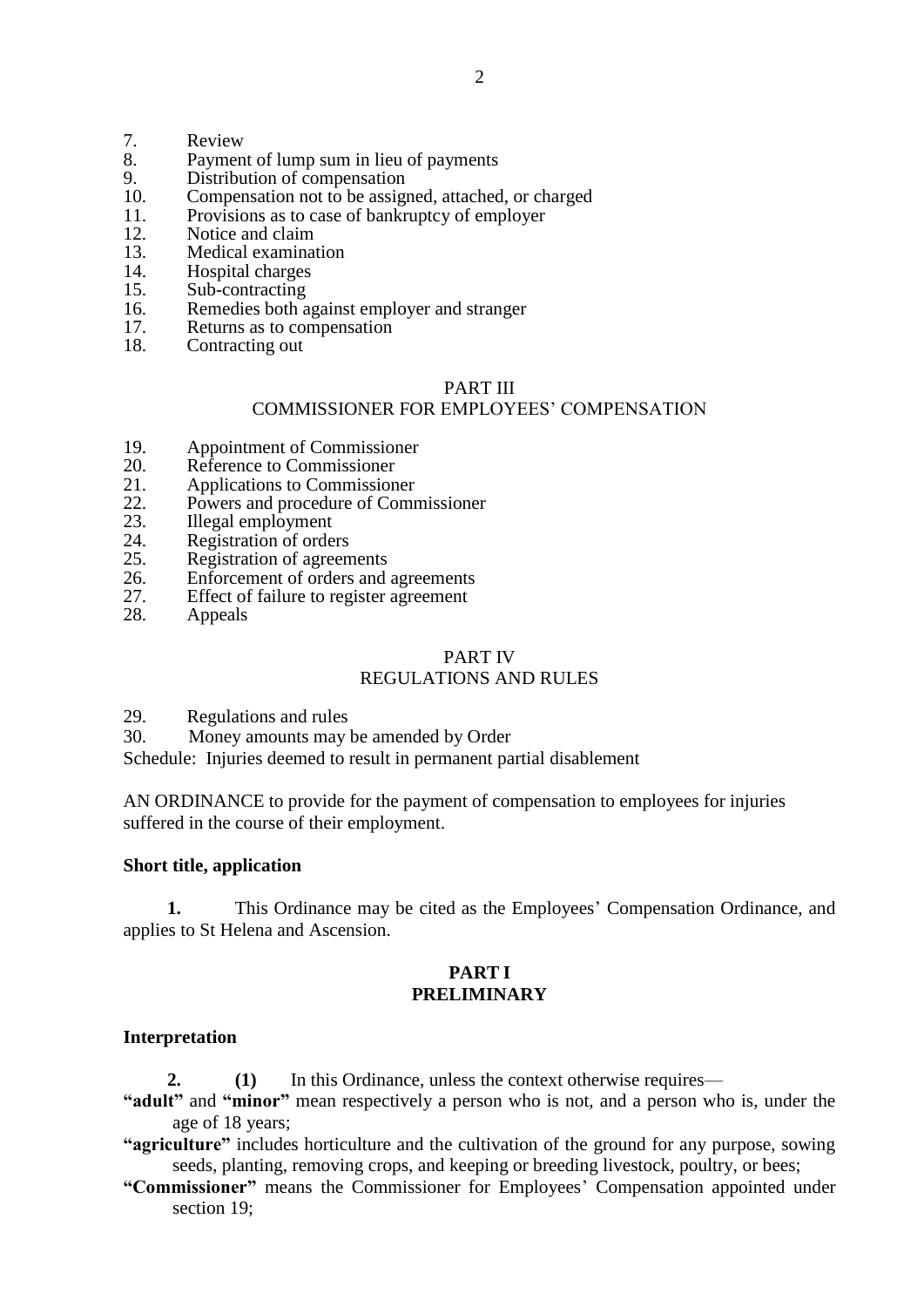7. Review
8. Payment of lump sum in lieu of payments
9. Distribution of compensation
10. Compensation not to be assigned, attached, or charged
11. Provisions as to case of bankruptcy of employer
12. Notice and claim
13. Medical examination
14. Hospital charges
15. Sub-contracting
16. Remedies both against employer and stranger
17. Returns as to compensation
18. Contracting out

PART III
COMMISSIONER FOR EMPLOYEES' COMPENSATION

19. Appointment of Commissioner
20. Reference to Commissioner
21. Applications to Commissioner
22. Powers and procedure of Commissioner
23. Illegal employment
24. Registration of orders
25. Registration of agreements
26. Enforcement of orders and agreements
27. Effect of failure to register agreement
28. Appeals

PART IV
REGULATIONS AND RULES

29. Regulations and rules
30. Money amounts may be amended by Order

Schedule: Injuries deemed to result in permanent partial disablement

AN ORDINANCE to provide for the payment of compensation to employees for injuries suffered in the course of their employment.

**Short title, application**

**1.** This Ordinance may be cited as the Employees' Compensation Ordinance, and applies to St Helena and Ascension.

## PART I
## PRELIMINARY

**Interpretation**

**2.** **(1)** In this Ordinance, unless the context otherwise requires—

**"adult"** and **"minor"** mean respectively a person who is not, and a person who is, under the age of 18 years;

**"agriculture"** includes horticulture and the cultivation of the ground for any purpose, sowing seeds, planting, removing crops, and keeping or breeding livestock, poultry, or bees;

**"Commissioner"** means the Commissioner for Employees' Compensation appointed under section 19;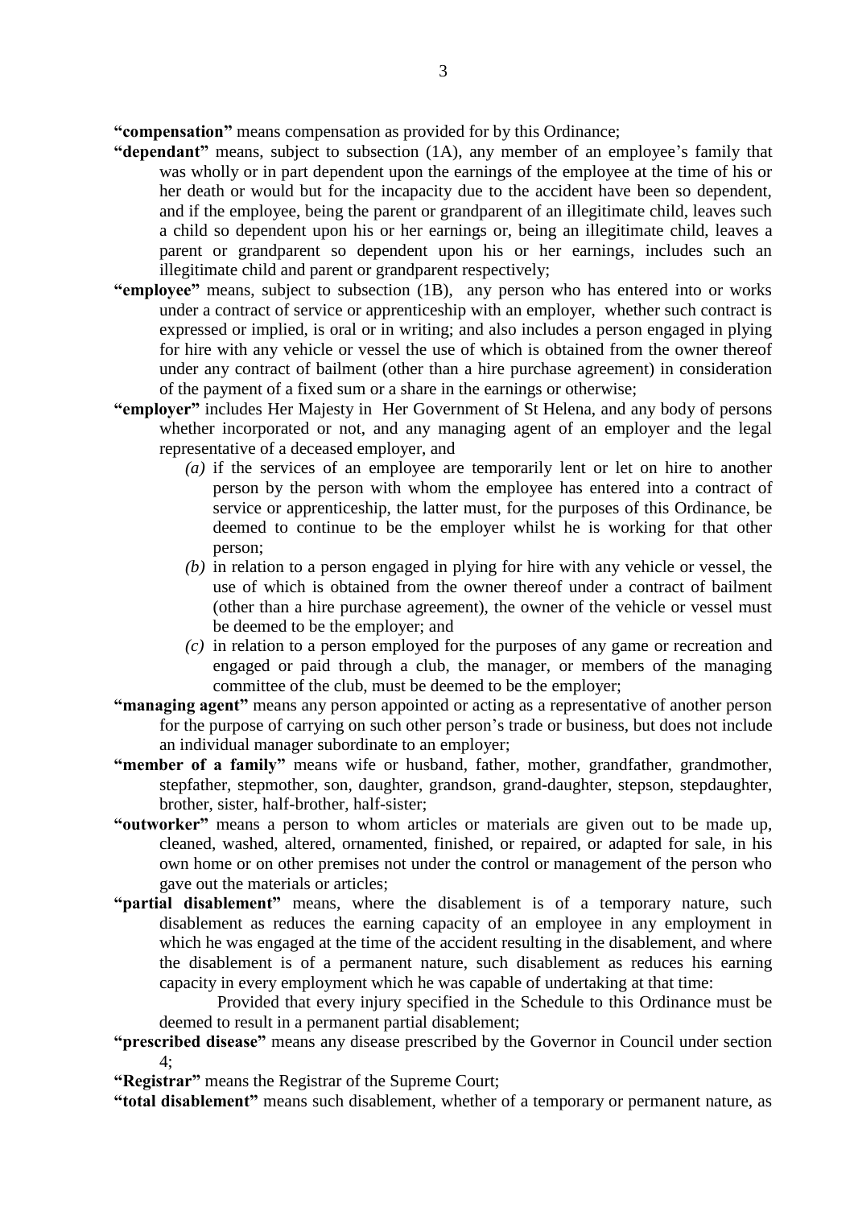**"compensation"** means compensation as provided for by this Ordinance;

**"dependant"** means, subject to subsection (1A), any member of an employee's family that was wholly or in part dependent upon the earnings of the employee at the time of his or her death or would but for the incapacity due to the accident have been so dependent, and if the employee, being the parent or grandparent of an illegitimate child, leaves such a child so dependent upon his or her earnings or, being an illegitimate child, leaves a parent or grandparent so dependent upon his or her earnings, includes such an illegitimate child and parent or grandparent respectively;

**"employee"** means, subject to subsection (1B), any person who has entered into or works under a contract of service or apprenticeship with an employer, whether such contract is expressed or implied, is oral or in writing; and also includes a person engaged in plying for hire with any vehicle or vessel the use of which is obtained from the owner thereof under any contract of bailment (other than a hire purchase agreement) in consideration of the payment of a fixed sum or a share in the earnings or otherwise;

**"employer"** includes Her Majesty in Her Government of St Helena, and any body of persons whether incorporated or not, and any managing agent of an employer and the legal representative of a deceased employer, and

- *(a)* if the services of an employee are temporarily lent or let on hire to another person by the person with whom the employee has entered into a contract of service or apprenticeship, the latter must, for the purposes of this Ordinance, be deemed to continue to be the employer whilst he is working for that other person;
- *(b)* in relation to a person engaged in plying for hire with any vehicle or vessel, the use of which is obtained from the owner thereof under a contract of bailment (other than a hire purchase agreement), the owner of the vehicle or vessel must be deemed to be the employer; and
- *(c)* in relation to a person employed for the purposes of any game or recreation and engaged or paid through a club, the manager, or members of the managing committee of the club, must be deemed to be the employer;

**"managing agent"** means any person appointed or acting as a representative of another person for the purpose of carrying on such other person's trade or business, but does not include an individual manager subordinate to an employer;

**"member of a family"** means wife or husband, father, mother, grandfather, grandmother, stepfather, stepmother, son, daughter, grandson, grand-daughter, stepson, stepdaughter, brother, sister, half-brother, half-sister;

**"outworker"** means a person to whom articles or materials are given out to be made up, cleaned, washed, altered, ornamented, finished, or repaired, or adapted for sale, in his own home or on other premises not under the control or management of the person who gave out the materials or articles;

**"partial disablement"** means, where the disablement is of a temporary nature, such disablement as reduces the earning capacity of an employee in any employment in which he was engaged at the time of the accident resulting in the disablement, and where the disablement is of a permanent nature, such disablement as reduces his earning capacity in every employment which he was capable of undertaking at that time:

Provided that every injury specified in the Schedule to this Ordinance must be deemed to result in a permanent partial disablement;

**"prescribed disease"** means any disease prescribed by the Governor in Council under section 4;

**"Registrar"** means the Registrar of the Supreme Court;

**"total disablement"** means such disablement, whether of a temporary or permanent nature, as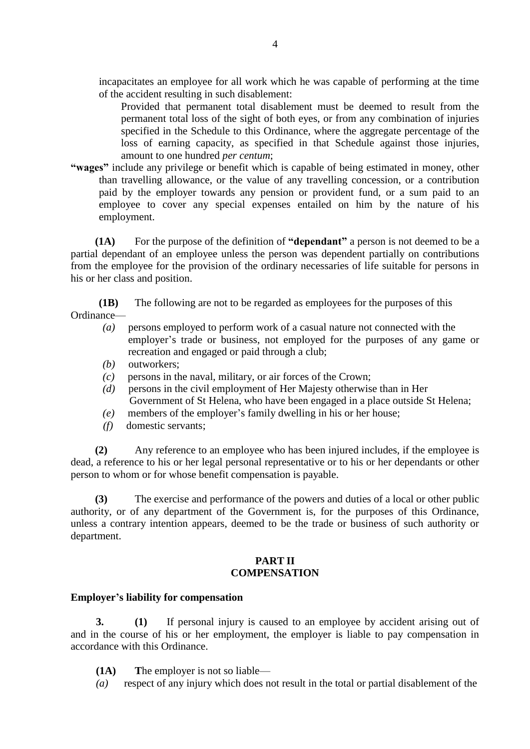incapacitates an employee for all work which he was capable of performing at the time of the accident resulting in such disablement:

> Provided that permanent total disablement must be deemed to result from the permanent total loss of the sight of both eyes, or from any combination of injuries specified in the Schedule to this Ordinance, where the aggregate percentage of the loss of earning capacity, as specified in that Schedule against those injuries, amount to one hundred *per centum*;

**"wages"** include any privilege or benefit which is capable of being estimated in money, other than travelling allowance, or the value of any travelling concession, or a contribution paid by the employer towards any pension or provident fund, or a sum paid to an employee to cover any special expenses entailed on him by the nature of his employment.

**(1A)** For the purpose of the definition of **"dependant"** a person is not deemed to be a partial dependant of an employee unless the person was dependent partially on contributions from the employee for the provision of the ordinary necessaries of life suitable for persons in his or her class and position.

**(1B)** The following are not to be regarded as employees for the purposes of this Ordinance—

*(a)* persons employed to perform work of a casual nature not connected with the employer's trade or business, not employed for the purposes of any game or recreation and engaged or paid through a club;

*(b)* outworkers;

*(c)* persons in the naval, military, or air forces of the Crown;

*(d)* persons in the civil employment of Her Majesty otherwise than in Her Government of St Helena, who have been engaged in a place outside St Helena;

*(e)* members of the employer's family dwelling in his or her house;

*(f)* domestic servants;

**(2)** Any reference to an employee who has been injured includes, if the employee is dead, a reference to his or her legal personal representative or to his or her dependants or other person to whom or for whose benefit compensation is payable.

**(3)** The exercise and performance of the powers and duties of a local or other public authority, or of any department of the Government is, for the purposes of this Ordinance, unless a contrary intention appears, deemed to be the trade or business of such authority or department.

## PART II
## COMPENSATION

### Employer's liability for compensation

**3.** **(1)** If personal injury is caused to an employee by accident arising out of and in the course of his or her employment, the employer is liable to pay compensation in accordance with this Ordinance.

**(1A)** **T**he employer is not so liable—

*(a)* respect of any injury which does not result in the total or partial disablement of the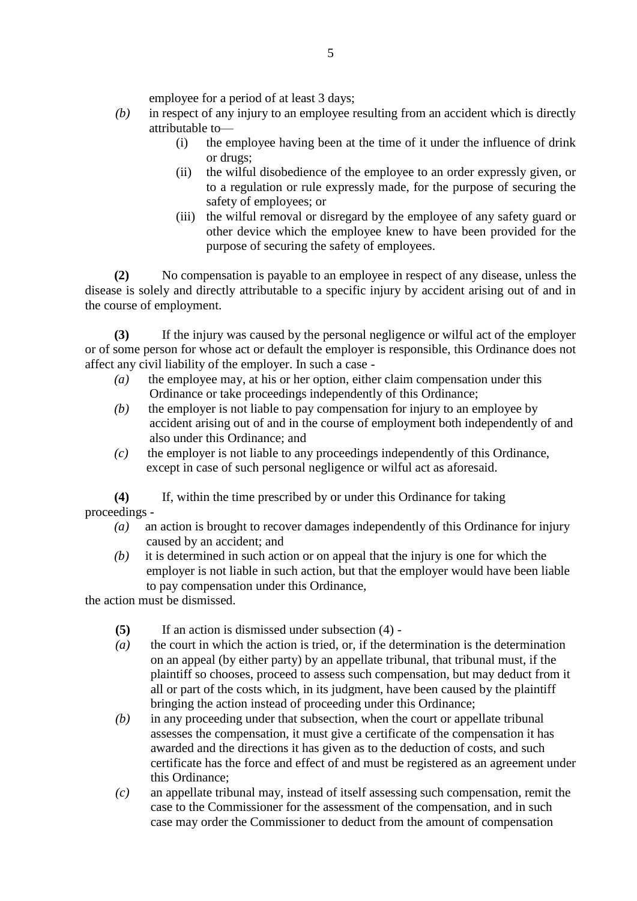employee for a period of at least 3 days;

*(b)* in respect of any injury to an employee resulting from an accident which is directly attributable to—

(i) the employee having been at the time of it under the influence of drink or drugs;

(ii) the wilful disobedience of the employee to an order expressly given, or to a regulation or rule expressly made, for the purpose of securing the safety of employees; or

(iii) the wilful removal or disregard by the employee of any safety guard or other device which the employee knew to have been provided for the purpose of securing the safety of employees.

**(2)** No compensation is payable to an employee in respect of any disease, unless the disease is solely and directly attributable to a specific injury by accident arising out of and in the course of employment.

**(3)** If the injury was caused by the personal negligence or wilful act of the employer or of some person for whose act or default the employer is responsible, this Ordinance does not affect any civil liability of the employer. In such a case -

*(a)* the employee may, at his or her option, either claim compensation under this Ordinance or take proceedings independently of this Ordinance;

*(b)* the employer is not liable to pay compensation for injury to an employee by accident arising out of and in the course of employment both independently of and also under this Ordinance; and

*(c)* the employer is not liable to any proceedings independently of this Ordinance, except in case of such personal negligence or wilful act as aforesaid.

**(4)** If, within the time prescribed by or under this Ordinance for taking proceedings -

*(a)* an action is brought to recover damages independently of this Ordinance for injury caused by an accident; and

*(b)* it is determined in such action or on appeal that the injury is one for which the employer is not liable in such action, but that the employer would have been liable to pay compensation under this Ordinance,

the action must be dismissed.

**(5)** If an action is dismissed under subsection (4) -

*(a)* the court in which the action is tried, or, if the determination is the determination on an appeal (by either party) by an appellate tribunal, that tribunal must, if the plaintiff so chooses, proceed to assess such compensation, but may deduct from it all or part of the costs which, in its judgment, have been caused by the plaintiff bringing the action instead of proceeding under this Ordinance;

*(b)* in any proceeding under that subsection, when the court or appellate tribunal assesses the compensation, it must give a certificate of the compensation it has awarded and the directions it has given as to the deduction of costs, and such certificate has the force and effect of and must be registered as an agreement under this Ordinance;

*(c)* an appellate tribunal may, instead of itself assessing such compensation, remit the case to the Commissioner for the assessment of the compensation, and in such case may order the Commissioner to deduct from the amount of compensation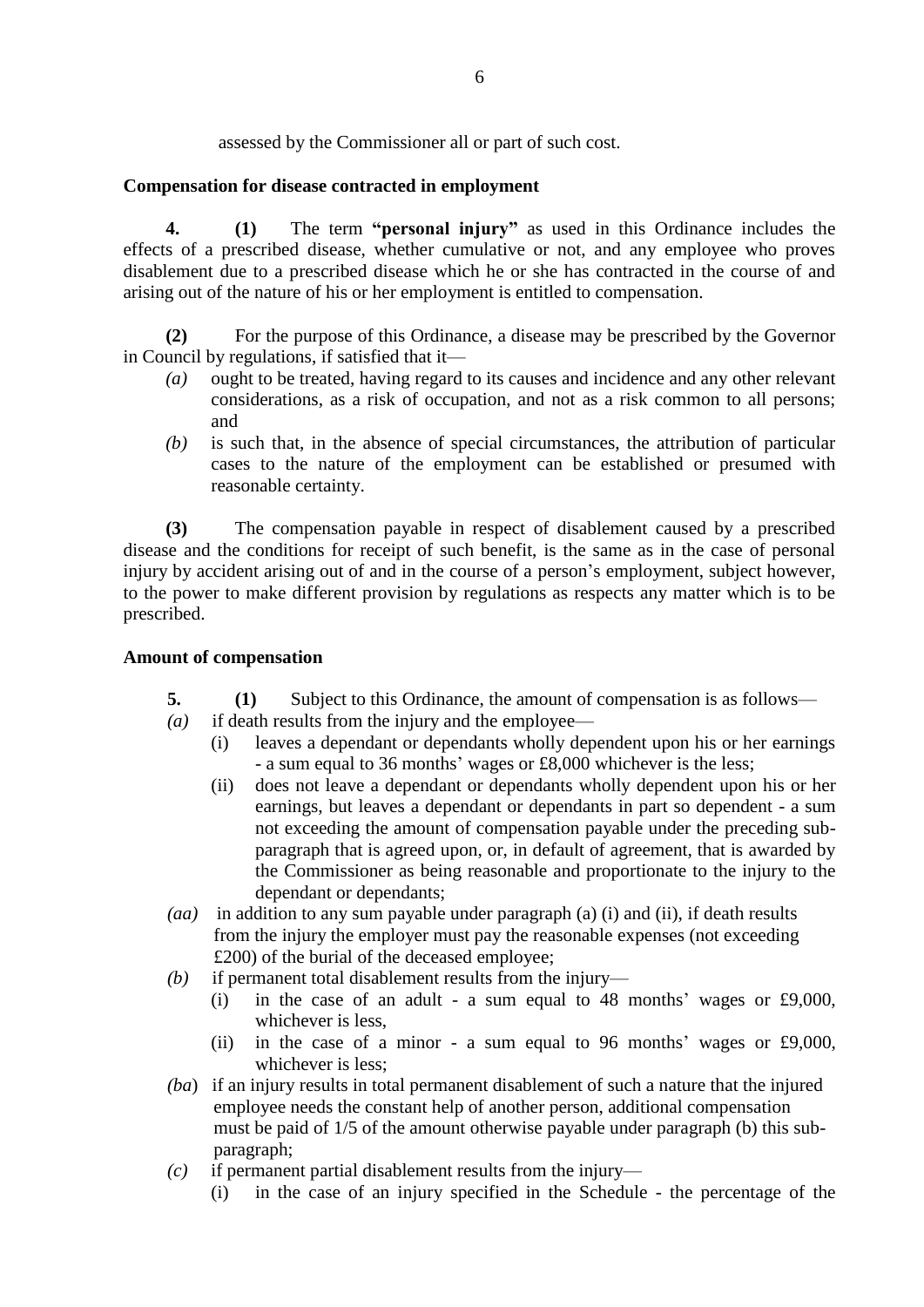assessed by the Commissioner all or part of such cost.

**Compensation for disease contracted in employment**

**4.** **(1)** The term **"personal injury"** as used in this Ordinance includes the effects of a prescribed disease, whether cumulative or not, and any employee who proves disablement due to a prescribed disease which he or she has contracted in the course of and arising out of the nature of his or her employment is entitled to compensation.

**(2)** For the purpose of this Ordinance, a disease may be prescribed by the Governor in Council by regulations, if satisfied that it—

*(a)* ought to be treated, having regard to its causes and incidence and any other relevant considerations, as a risk of occupation, and not as a risk common to all persons; and

*(b)* is such that, in the absence of special circumstances, the attribution of particular cases to the nature of the employment can be established or presumed with reasonable certainty.

**(3)** The compensation payable in respect of disablement caused by a prescribed disease and the conditions for receipt of such benefit, is the same as in the case of personal injury by accident arising out of and in the course of a person's employment, subject however, to the power to make different provision by regulations as respects any matter which is to be prescribed.

**Amount of compensation**

**5.** **(1)** Subject to this Ordinance, the amount of compensation is as follows—

*(a)* if death results from the injury and the employee—

(i) leaves a dependant or dependants wholly dependent upon his or her earnings - a sum equal to 36 months' wages or £8,000 whichever is the less;

(ii) does not leave a dependant or dependants wholly dependent upon his or her earnings, but leaves a dependant or dependants in part so dependent - a sum not exceeding the amount of compensation payable under the preceding sub-paragraph that is agreed upon, or, in default of agreement, that is awarded by the Commissioner as being reasonable and proportionate to the injury to the dependant or dependants;

*(aa)* in addition to any sum payable under paragraph (a) (i) and (ii), if death results from the injury the employer must pay the reasonable expenses (not exceeding £200) of the burial of the deceased employee;

*(b)* if permanent total disablement results from the injury—

(i) in the case of an adult - a sum equal to 48 months' wages or £9,000, whichever is less,

(ii) in the case of a minor - a sum equal to 96 months' wages or £9,000, whichever is less;

*(ba)* if an injury results in total permanent disablement of such a nature that the injured employee needs the constant help of another person, additional compensation must be paid of 1/5 of the amount otherwise payable under paragraph (b) this sub-paragraph;

*(c)* if permanent partial disablement results from the injury—

(i) in the case of an injury specified in the Schedule - the percentage of the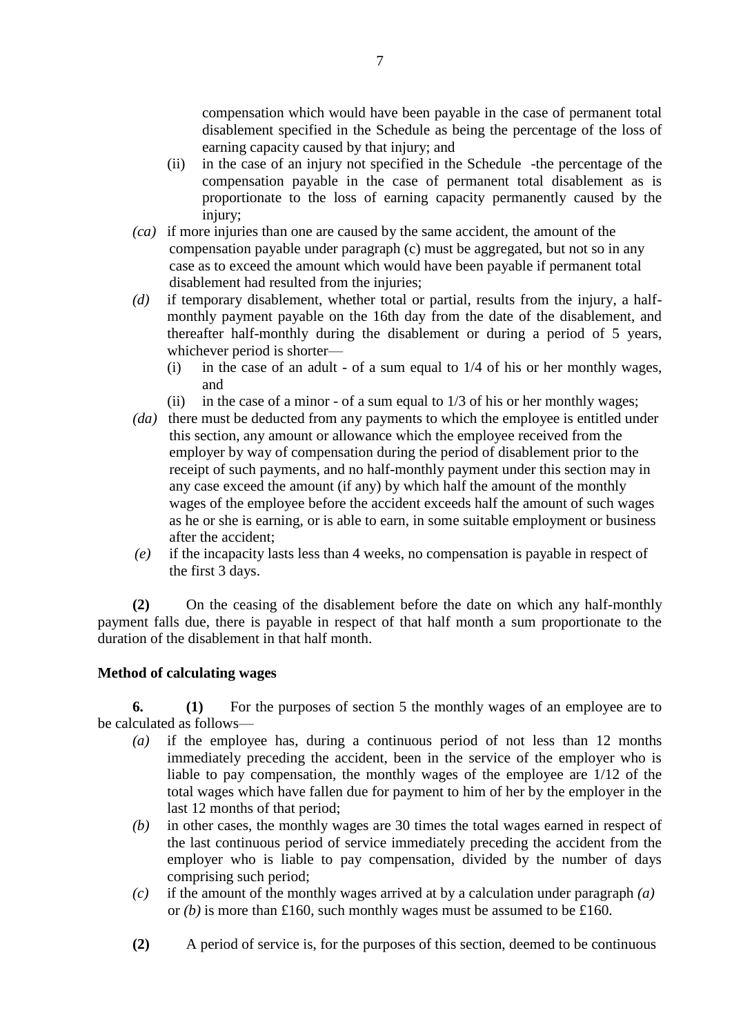compensation which would have been payable in the case of permanent total disablement specified in the Schedule as being the percentage of the loss of earning capacity caused by that injury; and

(ii) in the case of an injury not specified in the Schedule -the percentage of the compensation payable in the case of permanent total disablement as is proportionate to the loss of earning capacity permanently caused by the injury;

*(ca)* if more injuries than one are caused by the same accident, the amount of the compensation payable under paragraph (c) must be aggregated, but not so in any case as to exceed the amount which would have been payable if permanent total disablement had resulted from the injuries;

*(d)* if temporary disablement, whether total or partial, results from the injury, a half-monthly payment payable on the 16th day from the date of the disablement, and thereafter half-monthly during the disablement or during a period of 5 years, whichever period is shorter—

(i) in the case of an adult - of a sum equal to 1/4 of his or her monthly wages, and

(ii) in the case of a minor - of a sum equal to 1/3 of his or her monthly wages;

*(da)* there must be deducted from any payments to which the employee is entitled under this section, any amount or allowance which the employee received from the employer by way of compensation during the period of disablement prior to the receipt of such payments, and no half-monthly payment under this section may in any case exceed the amount (if any) by which half the amount of the monthly wages of the employee before the accident exceeds half the amount of such wages as he or she is earning, or is able to earn, in some suitable employment or business after the accident;

*(e)* if the incapacity lasts less than 4 weeks, no compensation is payable in respect of the first 3 days.

**(2)** On the ceasing of the disablement before the date on which any half-monthly payment falls due, there is payable in respect of that half month a sum proportionate to the duration of the disablement in that half month.

**Method of calculating wages**

**6.** **(1)** For the purposes of section 5 the monthly wages of an employee are to be calculated as follows—

*(a)* if the employee has, during a continuous period of not less than 12 months immediately preceding the accident, been in the service of the employer who is liable to pay compensation, the monthly wages of the employee are 1/12 of the total wages which have fallen due for payment to him of her by the employer in the last 12 months of that period;

*(b)* in other cases, the monthly wages are 30 times the total wages earned in respect of the last continuous period of service immediately preceding the accident from the employer who is liable to pay compensation, divided by the number of days comprising such period;

*(c)* if the amount of the monthly wages arrived at by a calculation under paragraph *(a)* or *(b)* is more than £160, such monthly wages must be assumed to be £160.

**(2)** A period of service is, for the purposes of this section, deemed to be continuous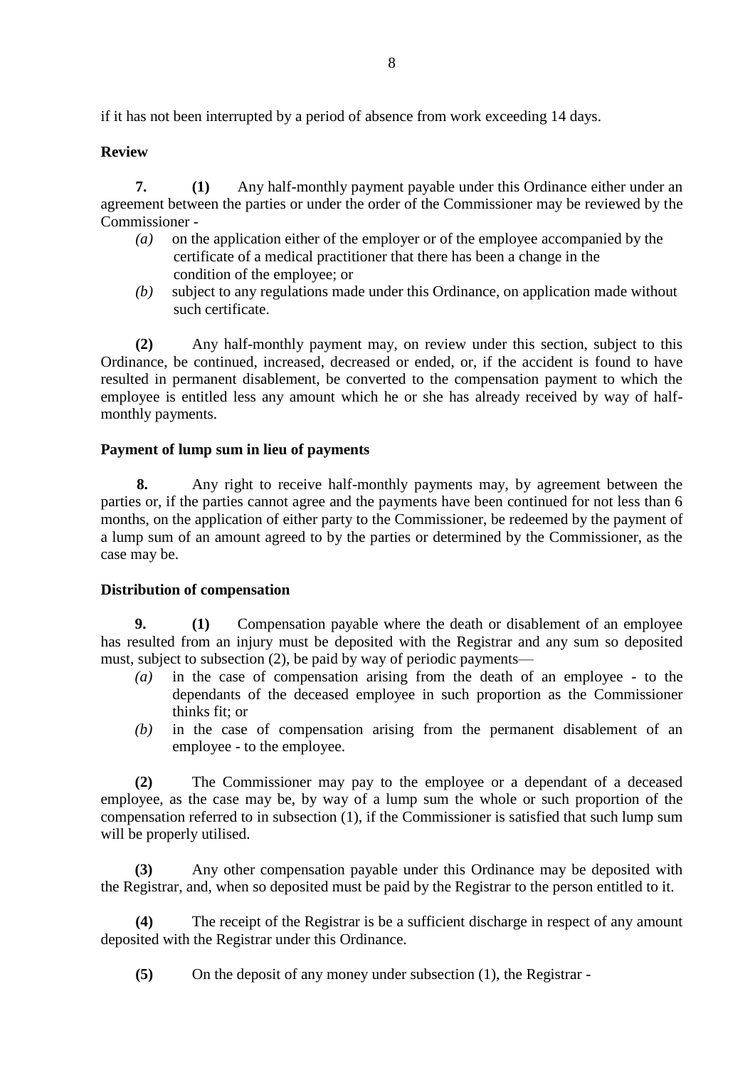if it has not been interrupted by a period of absence from work exceeding 14 days.

**Review**

**7. (1)** Any half-monthly payment payable under this Ordinance either under an agreement between the parties or under the order of the Commissioner may be reviewed by the Commissioner -

*(a)* on the application either of the employer or of the employee accompanied by the certificate of a medical practitioner that there has been a change in the condition of the employee; or

*(b)* subject to any regulations made under this Ordinance, on application made without such certificate.

**(2)** Any half-monthly payment may, on review under this section, subject to this Ordinance, be continued, increased, decreased or ended, or, if the accident is found to have resulted in permanent disablement, be converted to the compensation payment to which the employee is entitled less any amount which he or she has already received by way of half-monthly payments.

**Payment of lump sum in lieu of payments**

**8.** Any right to receive half-monthly payments may, by agreement between the parties or, if the parties cannot agree and the payments have been continued for not less than 6 months, on the application of either party to the Commissioner, be redeemed by the payment of a lump sum of an amount agreed to by the parties or determined by the Commissioner, as the case may be.

**Distribution of compensation**

**9. (1)** Compensation payable where the death or disablement of an employee has resulted from an injury must be deposited with the Registrar and any sum so deposited must, subject to subsection (2), be paid by way of periodic payments—

*(a)* in the case of compensation arising from the death of an employee - to the dependants of the deceased employee in such proportion as the Commissioner thinks fit; or

*(b)* in the case of compensation arising from the permanent disablement of an employee - to the employee.

**(2)** The Commissioner may pay to the employee or a dependant of a deceased employee, as the case may be, by way of a lump sum the whole or such proportion of the compensation referred to in subsection (1), if the Commissioner is satisfied that such lump sum will be properly utilised.

**(3)** Any other compensation payable under this Ordinance may be deposited with the Registrar, and, when so deposited must be paid by the Registrar to the person entitled to it.

**(4)** The receipt of the Registrar is be a sufficient discharge in respect of any amount deposited with the Registrar under this Ordinance.

**(5)** On the deposit of any money under subsection (1), the Registrar -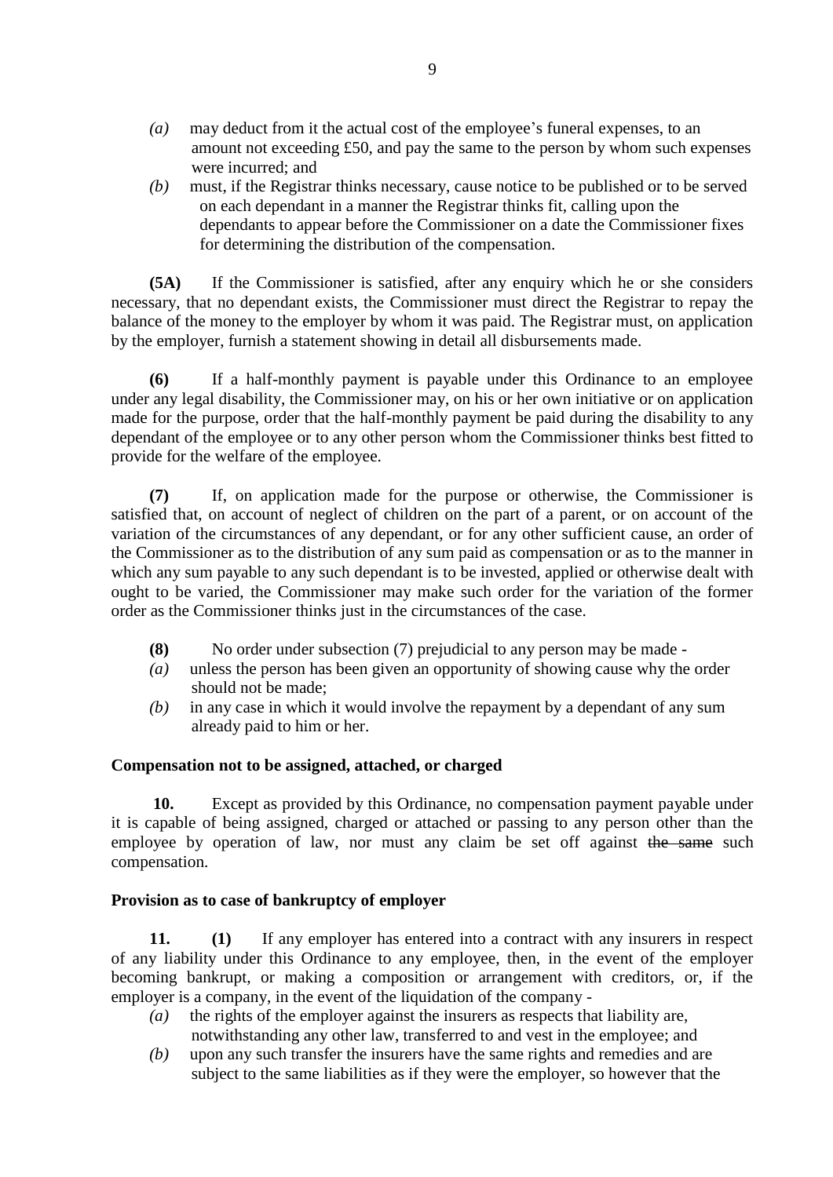*(a)* may deduct from it the actual cost of the employee's funeral expenses, to an amount not exceeding £50, and pay the same to the person by whom such expenses were incurred; and

*(b)* must, if the Registrar thinks necessary, cause notice to be published or to be served on each dependant in a manner the Registrar thinks fit, calling upon the dependants to appear before the Commissioner on a date the Commissioner fixes for determining the distribution of the compensation.

**(5A)** If the Commissioner is satisfied, after any enquiry which he or she considers necessary, that no dependant exists, the Commissioner must direct the Registrar to repay the balance of the money to the employer by whom it was paid. The Registrar must, on application by the employer, furnish a statement showing in detail all disbursements made.

**(6)** If a half-monthly payment is payable under this Ordinance to an employee under any legal disability, the Commissioner may, on his or her own initiative or on application made for the purpose, order that the half-monthly payment be paid during the disability to any dependant of the employee or to any other person whom the Commissioner thinks best fitted to provide for the welfare of the employee.

**(7)** If, on application made for the purpose or otherwise, the Commissioner is satisfied that, on account of neglect of children on the part of a parent, or on account of the variation of the circumstances of any dependant, or for any other sufficient cause, an order of the Commissioner as to the distribution of any sum paid as compensation or as to the manner in which any sum payable to any such dependant is to be invested, applied or otherwise dealt with ought to be varied, the Commissioner may make such order for the variation of the former order as the Commissioner thinks just in the circumstances of the case.

**(8)** No order under subsection (7) prejudicial to any person may be made -

*(a)* unless the person has been given an opportunity of showing cause why the order should not be made;

*(b)* in any case in which it would involve the repayment by a dependant of any sum already paid to him or her.

### Compensation not to be assigned, attached, or charged

**10.** Except as provided by this Ordinance, no compensation payment payable under it is capable of being assigned, charged or attached or passing to any person other than the employee by operation of law, nor must any claim be set off against ~~the same~~ such compensation.

### Provision as to case of bankruptcy of employer

**11.** **(1)** If any employer has entered into a contract with any insurers in respect of any liability under this Ordinance to any employee, then, in the event of the employer becoming bankrupt, or making a composition or arrangement with creditors, or, if the employer is a company, in the event of the liquidation of the company -

*(a)* the rights of the employer against the insurers as respects that liability are, notwithstanding any other law, transferred to and vest in the employee; and

*(b)* upon any such transfer the insurers have the same rights and remedies and are subject to the same liabilities as if they were the employer, so however that the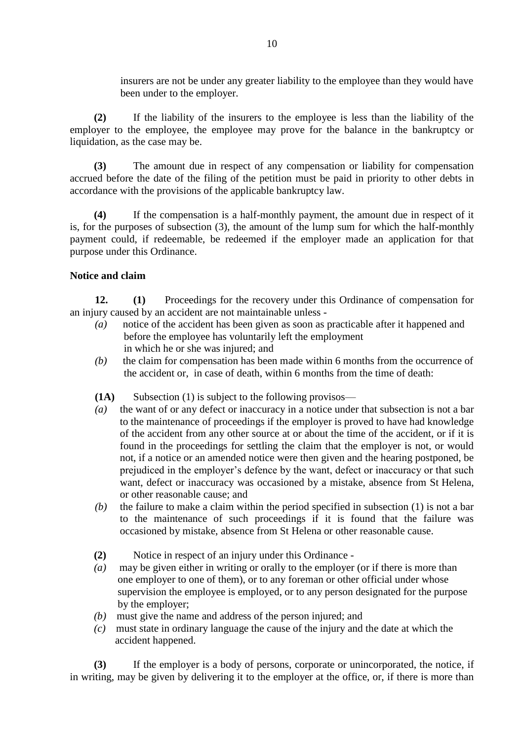insurers are not be under any greater liability to the employee than they would have been under to the employer.

**(2)** If the liability of the insurers to the employee is less than the liability of the employer to the employee, the employee may prove for the balance in the bankruptcy or liquidation, as the case may be.

**(3)** The amount due in respect of any compensation or liability for compensation accrued before the date of the filing of the petition must be paid in priority to other debts in accordance with the provisions of the applicable bankruptcy law.

**(4)** If the compensation is a half-monthly payment, the amount due in respect of it is, for the purposes of subsection (3), the amount of the lump sum for which the half-monthly payment could, if redeemable, be redeemed if the employer made an application for that purpose under this Ordinance.

**Notice and claim**

**12.** **(1)** Proceedings for the recovery under this Ordinance of compensation for an injury caused by an accident are not maintainable unless -

*(a)* notice of the accident has been given as soon as practicable after it happened and before the employee has voluntarily left the employment in which he or she was injured; and

*(b)* the claim for compensation has been made within 6 months from the occurrence of the accident or, in case of death, within 6 months from the time of death:

**(1A)** Subsection (1) is subject to the following provisos—

*(a)* the want of or any defect or inaccuracy in a notice under that subsection is not a bar to the maintenance of proceedings if the employer is proved to have had knowledge of the accident from any other source at or about the time of the accident, or if it is found in the proceedings for settling the claim that the employer is not, or would not, if a notice or an amended notice were then given and the hearing postponed, be prejudiced in the employer's defence by the want, defect or inaccuracy or that such want, defect or inaccuracy was occasioned by a mistake, absence from St Helena, or other reasonable cause; and

*(b)* the failure to make a claim within the period specified in subsection (1) is not a bar to the maintenance of such proceedings if it is found that the failure was occasioned by mistake, absence from St Helena or other reasonable cause.

**(2)** Notice in respect of an injury under this Ordinance -

*(a)* may be given either in writing or orally to the employer (or if there is more than one employer to one of them), or to any foreman or other official under whose supervision the employee is employed, or to any person designated for the purpose by the employer;

*(b)* must give the name and address of the person injured; and

*(c)* must state in ordinary language the cause of the injury and the date at which the accident happened.

**(3)** If the employer is a body of persons, corporate or unincorporated, the notice, if in writing, may be given by delivering it to the employer at the office, or, if there is more than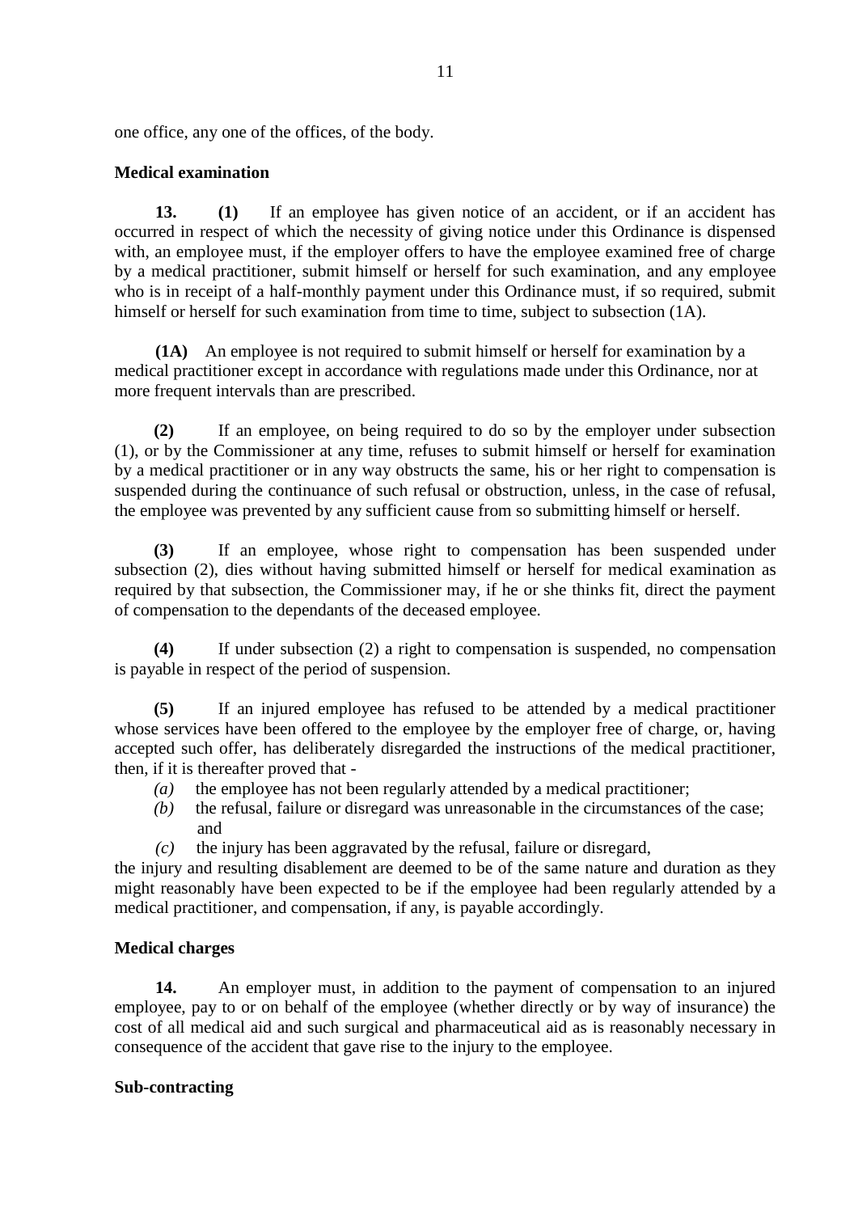one office, any one of the offices, of the body.

**Medical examination**

**13. (1)** If an employee has given notice of an accident, or if an accident has occurred in respect of which the necessity of giving notice under this Ordinance is dispensed with, an employee must, if the employer offers to have the employee examined free of charge by a medical practitioner, submit himself or herself for such examination, and any employee who is in receipt of a half-monthly payment under this Ordinance must, if so required, submit himself or herself for such examination from time to time, subject to subsection (1A).

**(1A)** An employee is not required to submit himself or herself for examination by a medical practitioner except in accordance with regulations made under this Ordinance, nor at more frequent intervals than are prescribed.

**(2)** If an employee, on being required to do so by the employer under subsection (1), or by the Commissioner at any time, refuses to submit himself or herself for examination by a medical practitioner or in any way obstructs the same, his or her right to compensation is suspended during the continuance of such refusal or obstruction, unless, in the case of refusal, the employee was prevented by any sufficient cause from so submitting himself or herself.

**(3)** If an employee, whose right to compensation has been suspended under subsection (2), dies without having submitted himself or herself for medical examination as required by that subsection, the Commissioner may, if he or she thinks fit, direct the payment of compensation to the dependants of the deceased employee.

**(4)** If under subsection (2) a right to compensation is suspended, no compensation is payable in respect of the period of suspension.

**(5)** If an injured employee has refused to be attended by a medical practitioner whose services have been offered to the employee by the employer free of charge, or, having accepted such offer, has deliberately disregarded the instructions of the medical practitioner, then, if it is thereafter proved that -

*(a)* the employee has not been regularly attended by a medical practitioner;
*(b)* the refusal, failure or disregard was unreasonable in the circumstances of the case; and
*(c)* the injury has been aggravated by the refusal, failure or disregard,

the injury and resulting disablement are deemed to be of the same nature and duration as they might reasonably have been expected to be if the employee had been regularly attended by a medical practitioner, and compensation, if any, is payable accordingly.

**Medical charges**

**14.** An employer must, in addition to the payment of compensation to an injured employee, pay to or on behalf of the employee (whether directly or by way of insurance) the cost of all medical aid and such surgical and pharmaceutical aid as is reasonably necessary in consequence of the accident that gave rise to the injury to the employee.

**Sub-contracting**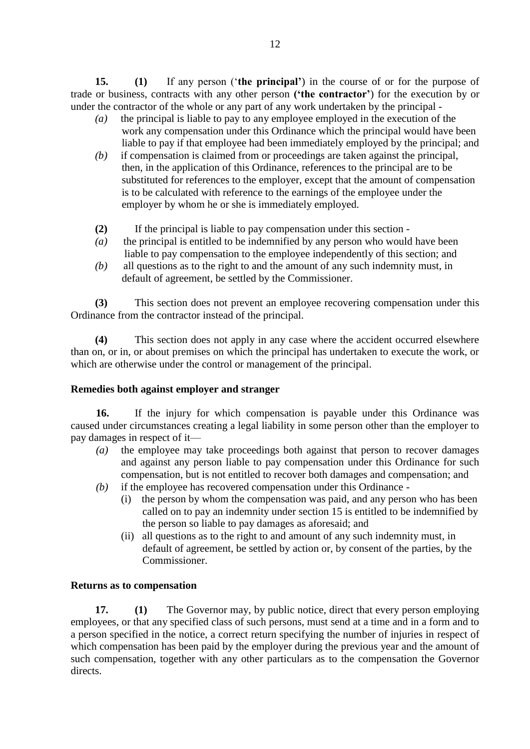**15.** **(1)** If any person (‘**the principal’**) in the course of or for the purpose of trade or business, contracts with any other person **(‘the contractor’**) for the execution by or under the contractor of the whole or any part of any work undertaken by the principal -

*(a)* the principal is liable to pay to any employee employed in the execution of the work any compensation under this Ordinance which the principal would have been liable to pay if that employee had been immediately employed by the principal; and

*(b)* if compensation is claimed from or proceedings are taken against the principal, then, in the application of this Ordinance, references to the principal are to be substituted for references to the employer, except that the amount of compensation is to be calculated with reference to the earnings of the employee under the employer by whom he or she is immediately employed.

**(2)** If the principal is liable to pay compensation under this section -

*(a)* the principal is entitled to be indemnified by any person who would have been liable to pay compensation to the employee independently of this section; and

*(b)* all questions as to the right to and the amount of any such indemnity must, in default of agreement, be settled by the Commissioner.

**(3)** This section does not prevent an employee recovering compensation under this Ordinance from the contractor instead of the principal.

**(4)** This section does not apply in any case where the accident occurred elsewhere than on, or in, or about premises on which the principal has undertaken to execute the work, or which are otherwise under the control or management of the principal.

**Remedies both against employer and stranger**

**16.** If the injury for which compensation is payable under this Ordinance was caused under circumstances creating a legal liability in some person other than the employer to pay damages in respect of it—

*(a)* the employee may take proceedings both against that person to recover damages and against any person liable to pay compensation under this Ordinance for such compensation, but is not entitled to recover both damages and compensation; and

*(b)* if the employee has recovered compensation under this Ordinance -

(i) the person by whom the compensation was paid, and any person who has been called on to pay an indemnity under section 15 is entitled to be indemnified by the person so liable to pay damages as aforesaid; and

(ii) all questions as to the right to and amount of any such indemnity must, in default of agreement, be settled by action or, by consent of the parties, by the Commissioner.

**Returns as to compensation**

**17.** **(1)** The Governor may, by public notice, direct that every person employing employees, or that any specified class of such persons, must send at a time and in a form and to a person specified in the notice, a correct return specifying the number of injuries in respect of which compensation has been paid by the employer during the previous year and the amount of such compensation, together with any other particulars as to the compensation the Governor directs.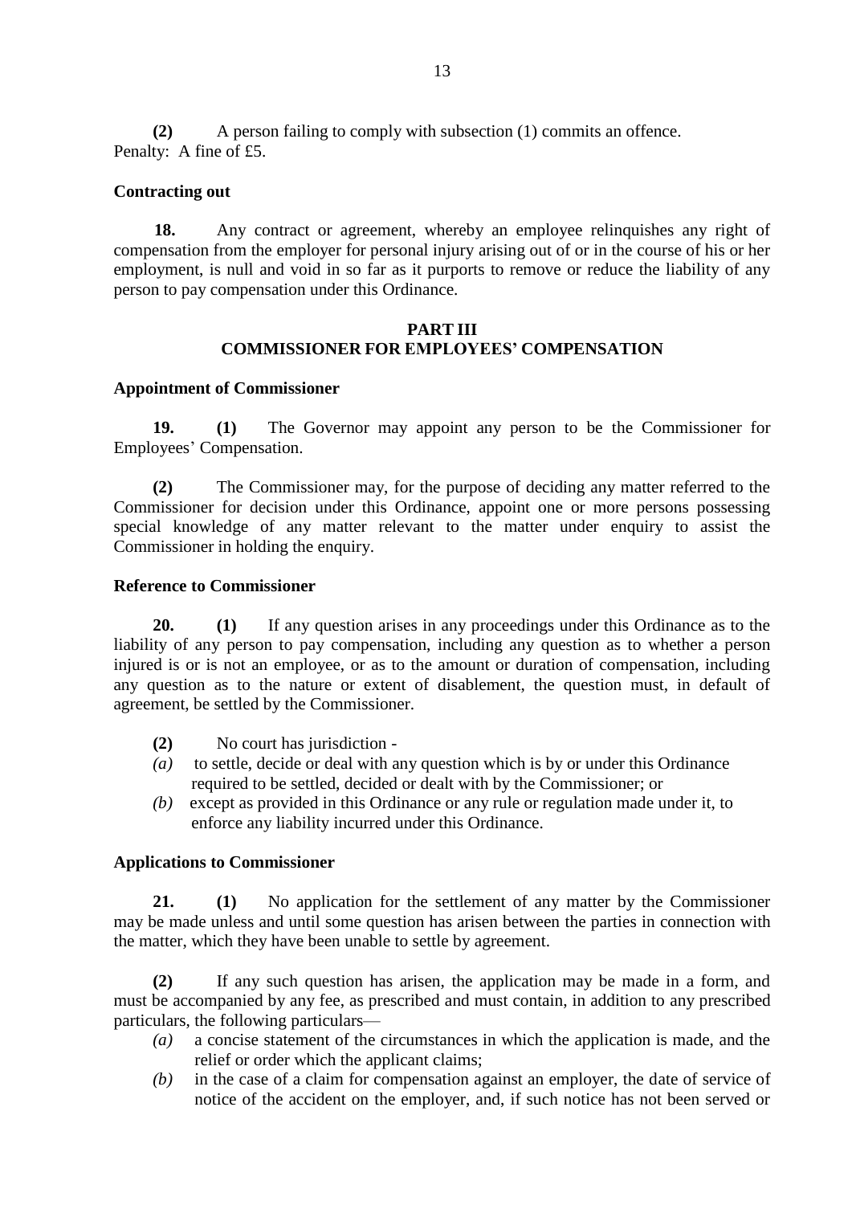**(2)** A person failing to comply with subsection (1) commits an offence.
Penalty: A fine of £5.

**Contracting out**

**18.** Any contract or agreement, whereby an employee relinquishes any right of compensation from the employer for personal injury arising out of or in the course of his or her employment, is null and void in so far as it purports to remove or reduce the liability of any person to pay compensation under this Ordinance.

## PART III
## COMMISSIONER FOR EMPLOYEES' COMPENSATION

**Appointment of Commissioner**

**19.** **(1)** The Governor may appoint any person to be the Commissioner for Employees' Compensation.

**(2)** The Commissioner may, for the purpose of deciding any matter referred to the Commissioner for decision under this Ordinance, appoint one or more persons possessing special knowledge of any matter relevant to the matter under enquiry to assist the Commissioner in holding the enquiry.

**Reference to Commissioner**

**20.** **(1)** If any question arises in any proceedings under this Ordinance as to the liability of any person to pay compensation, including any question as to whether a person injured is or is not an employee, or as to the amount or duration of compensation, including any question as to the nature or extent of disablement, the question must, in default of agreement, be settled by the Commissioner.

**(2)** No court has jurisdiction -

*(a)* to settle, decide or deal with any question which is by or under this Ordinance required to be settled, decided or dealt with by the Commissioner; or

*(b)* except as provided in this Ordinance or any rule or regulation made under it, to enforce any liability incurred under this Ordinance.

**Applications to Commissioner**

**21.** **(1)** No application for the settlement of any matter by the Commissioner may be made unless and until some question has arisen between the parties in connection with the matter, which they have been unable to settle by agreement.

**(2)** If any such question has arisen, the application may be made in a form, and must be accompanied by any fee, as prescribed and must contain, in addition to any prescribed particulars, the following particulars—

*(a)* a concise statement of the circumstances in which the application is made, and the relief or order which the applicant claims;

*(b)* in the case of a claim for compensation against an employer, the date of service of notice of the accident on the employer, and, if such notice has not been served or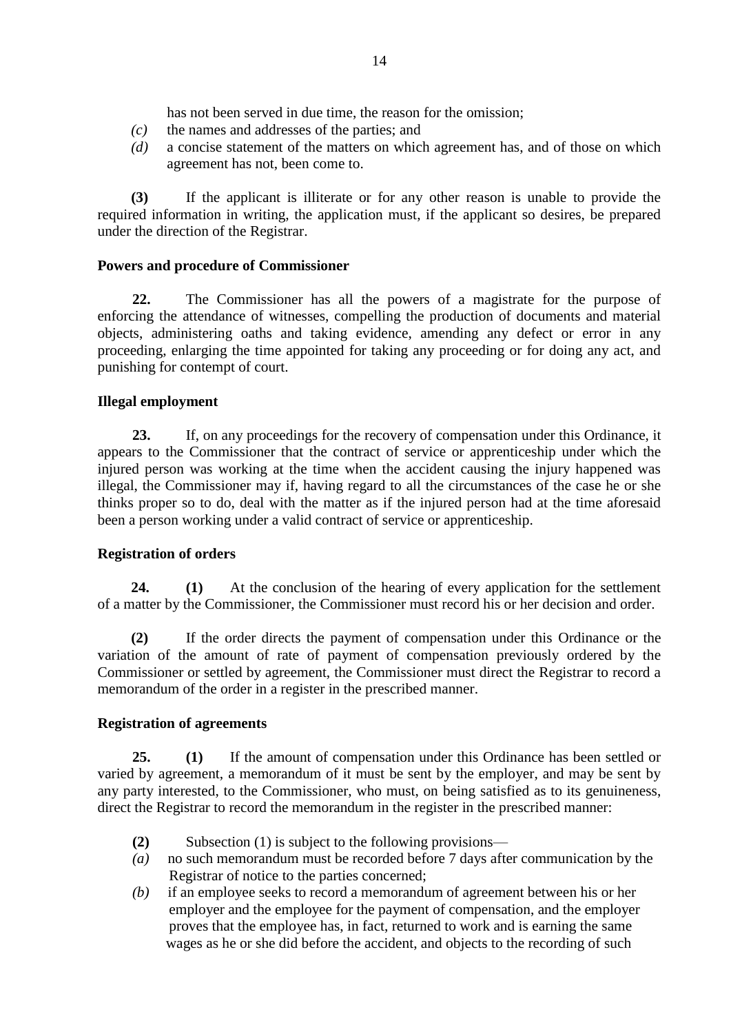has not been served in due time, the reason for the omission;

*(c)* the names and addresses of the parties; and

*(d)* a concise statement of the matters on which agreement has, and of those on which agreement has not, been come to.

**(3)** If the applicant is illiterate or for any other reason is unable to provide the required information in writing, the application must, if the applicant so desires, be prepared under the direction of the Registrar.

**Powers and procedure of Commissioner**

**22.** The Commissioner has all the powers of a magistrate for the purpose of enforcing the attendance of witnesses, compelling the production of documents and material objects, administering oaths and taking evidence, amending any defect or error in any proceeding, enlarging the time appointed for taking any proceeding or for doing any act, and punishing for contempt of court.

**Illegal employment**

**23.** If, on any proceedings for the recovery of compensation under this Ordinance, it appears to the Commissioner that the contract of service or apprenticeship under which the injured person was working at the time when the accident causing the injury happened was illegal, the Commissioner may if, having regard to all the circumstances of the case he or she thinks proper so to do, deal with the matter as if the injured person had at the time aforesaid been a person working under a valid contract of service or apprenticeship.

**Registration of orders**

**24.** **(1)** At the conclusion of the hearing of every application for the settlement of a matter by the Commissioner, the Commissioner must record his or her decision and order.

**(2)** If the order directs the payment of compensation under this Ordinance or the variation of the amount of rate of payment of compensation previously ordered by the Commissioner or settled by agreement, the Commissioner must direct the Registrar to record a memorandum of the order in a register in the prescribed manner.

**Registration of agreements**

**25.** **(1)** If the amount of compensation under this Ordinance has been settled or varied by agreement, a memorandum of it must be sent by the employer, and may be sent by any party interested, to the Commissioner, who must, on being satisfied as to its genuineness, direct the Registrar to record the memorandum in the register in the prescribed manner:

**(2)** Subsection (1) is subject to the following provisions—

*(a)* no such memorandum must be recorded before 7 days after communication by the Registrar of notice to the parties concerned;

*(b)* if an employee seeks to record a memorandum of agreement between his or her employer and the employee for the payment of compensation, and the employer proves that the employee has, in fact, returned to work and is earning the same wages as he or she did before the accident, and objects to the recording of such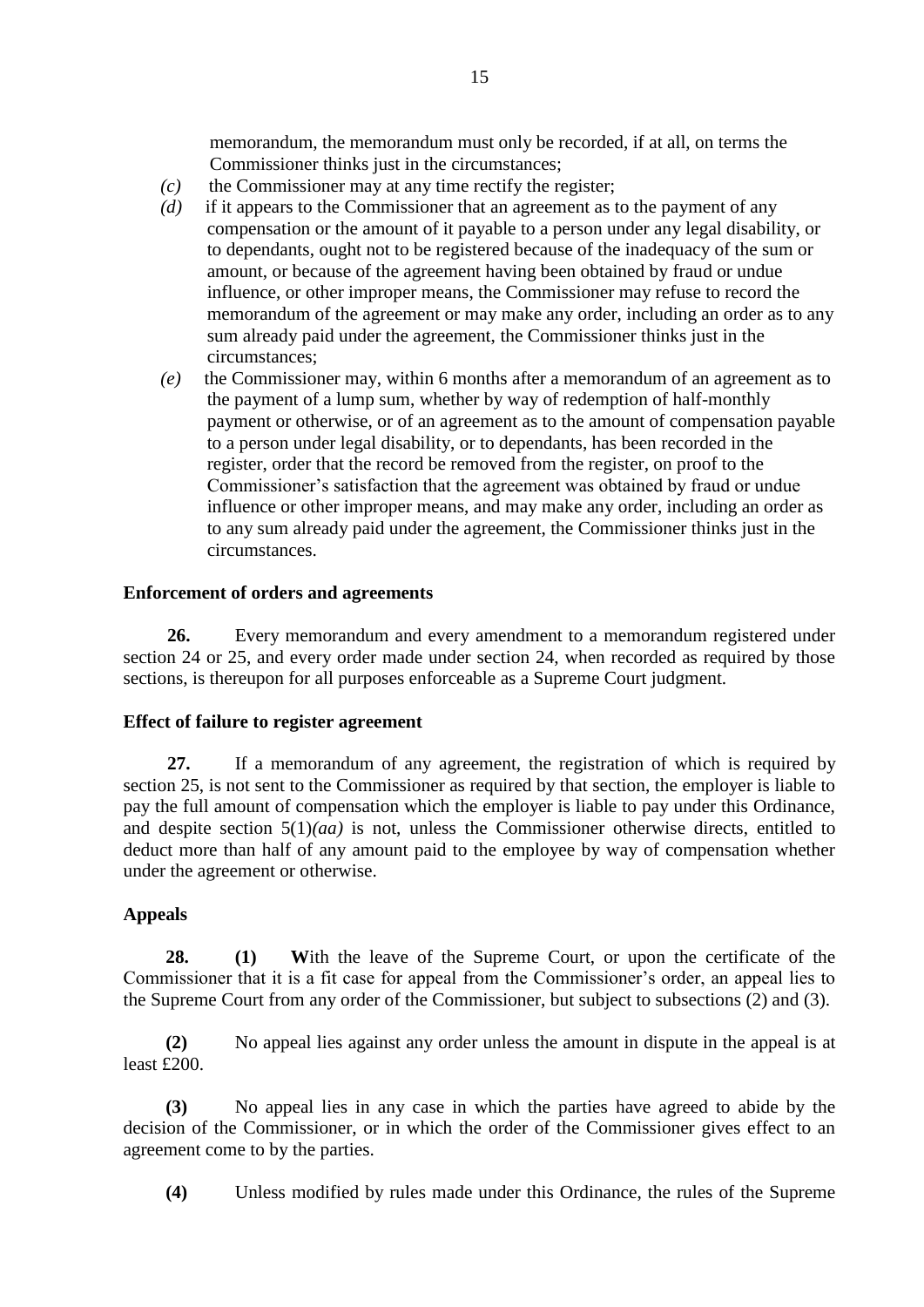memorandum, the memorandum must only be recorded, if at all, on terms the Commissioner thinks just in the circumstances;

*(c)* the Commissioner may at any time rectify the register;

*(d)* if it appears to the Commissioner that an agreement as to the payment of any compensation or the amount of it payable to a person under any legal disability, or to dependants, ought not to be registered because of the inadequacy of the sum or amount, or because of the agreement having been obtained by fraud or undue influence, or other improper means, the Commissioner may refuse to record the memorandum of the agreement or may make any order, including an order as to any sum already paid under the agreement, the Commissioner thinks just in the circumstances;

*(e)* the Commissioner may, within 6 months after a memorandum of an agreement as to the payment of a lump sum, whether by way of redemption of half-monthly payment or otherwise, or of an agreement as to the amount of compensation payable to a person under legal disability, or to dependants, has been recorded in the register, order that the record be removed from the register, on proof to the Commissioner's satisfaction that the agreement was obtained by fraud or undue influence or other improper means, and may make any order, including an order as to any sum already paid under the agreement, the Commissioner thinks just in the circumstances.

**Enforcement of orders and agreements**

**26.** Every memorandum and every amendment to a memorandum registered under section 24 or 25, and every order made under section 24, when recorded as required by those sections, is thereupon for all purposes enforceable as a Supreme Court judgment.

**Effect of failure to register agreement**

**27.** If a memorandum of any agreement, the registration of which is required by section 25, is not sent to the Commissioner as required by that section, the employer is liable to pay the full amount of compensation which the employer is liable to pay under this Ordinance, and despite section 5(1)*(aa)* is not, unless the Commissioner otherwise directs, entitled to deduct more than half of any amount paid to the employee by way of compensation whether under the agreement or otherwise.

**Appeals**

**28.** **(1)** **W**ith the leave of the Supreme Court, or upon the certificate of the Commissioner that it is a fit case for appeal from the Commissioner's order, an appeal lies to the Supreme Court from any order of the Commissioner, but subject to subsections (2) and (3).

**(2)** No appeal lies against any order unless the amount in dispute in the appeal is at least £200.

**(3)** No appeal lies in any case in which the parties have agreed to abide by the decision of the Commissioner, or in which the order of the Commissioner gives effect to an agreement come to by the parties.

**(4)** Unless modified by rules made under this Ordinance, the rules of the Supreme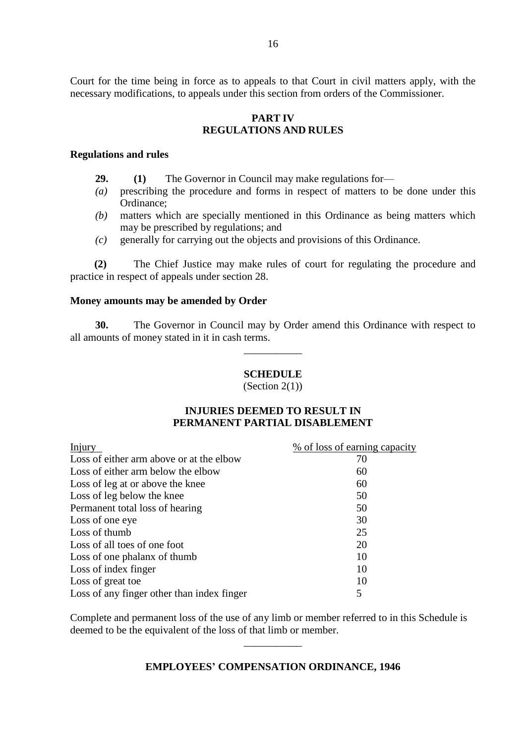Court for the time being in force as to appeals to that Court in civil matters apply, with the necessary modifications, to appeals under this section from orders of the Commissioner.

## PART IV
## REGULATIONS AND RULES

**Regulations and rules**

**29.** **(1)** The Governor in Council may make regulations for—

*(a)* prescribing the procedure and forms in respect of matters to be done under this Ordinance;

*(b)* matters which are specially mentioned in this Ordinance as being matters which may be prescribed by regulations; and

*(c)* generally for carrying out the objects and provisions of this Ordinance.

**(2)** The Chief Justice may make rules of court for regulating the procedure and practice in respect of appeals under section 28.

**Money amounts may be amended by Order**

**30.** The Governor in Council may by Order amend this Ordinance with respect to all amounts of money stated in it in cash terms.

___________

## SCHEDULE
(Section 2(1))

### INJURIES DEEMED TO RESULT IN PERMANENT PARTIAL DISABLEMENT

| Injury | % of loss of earning capacity |
|---|---|
| Loss of either arm above or at the elbow | 70 |
| Loss of either arm below the elbow | 60 |
| Loss of leg at or above the knee | 60 |
| Loss of leg below the knee | 50 |
| Permanent total loss of hearing | 50 |
| Loss of one eye | 30 |
| Loss of thumb | 25 |
| Loss of all toes of one foot | 20 |
| Loss of one phalanx of thumb | 10 |
| Loss of index finger | 10 |
| Loss of great toe | 10 |
| Loss of any finger other than index finger | 5 |

Complete and permanent loss of the use of any limb or member referred to in this Schedule is deemed to be the equivalent of the loss of that limb or member.

___________

**EMPLOYEES' COMPENSATION ORDINANCE, 1946**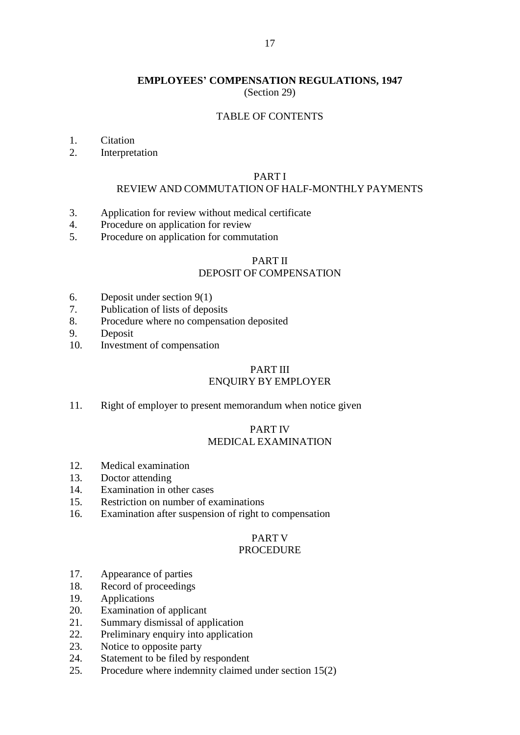# EMPLOYEES' COMPENSATION REGULATIONS, 1947

(Section 29)

## TABLE OF CONTENTS

1. Citation
2. Interpretation

### PART I
### REVIEW AND COMMUTATION OF HALF-MONTHLY PAYMENTS

3. Application for review without medical certificate
4. Procedure on application for review
5. Procedure on application for commutation

### PART II
### DEPOSIT OF COMPENSATION

6. Deposit under section 9(1)
7. Publication of lists of deposits
8. Procedure where no compensation deposited
9. Deposit
10. Investment of compensation

### PART III
### ENQUIRY BY EMPLOYER

11. Right of employer to present memorandum when notice given

### PART IV
### MEDICAL EXAMINATION

12. Medical examination
13. Doctor attending
14. Examination in other cases
15. Restriction on number of examinations
16. Examination after suspension of right to compensation

### PART V
### PROCEDURE

17. Appearance of parties
18. Record of proceedings
19. Applications
20. Examination of applicant
21. Summary dismissal of application
22. Preliminary enquiry into application
23. Notice to opposite party
24. Statement to be filed by respondent
25. Procedure where indemnity claimed under section 15(2)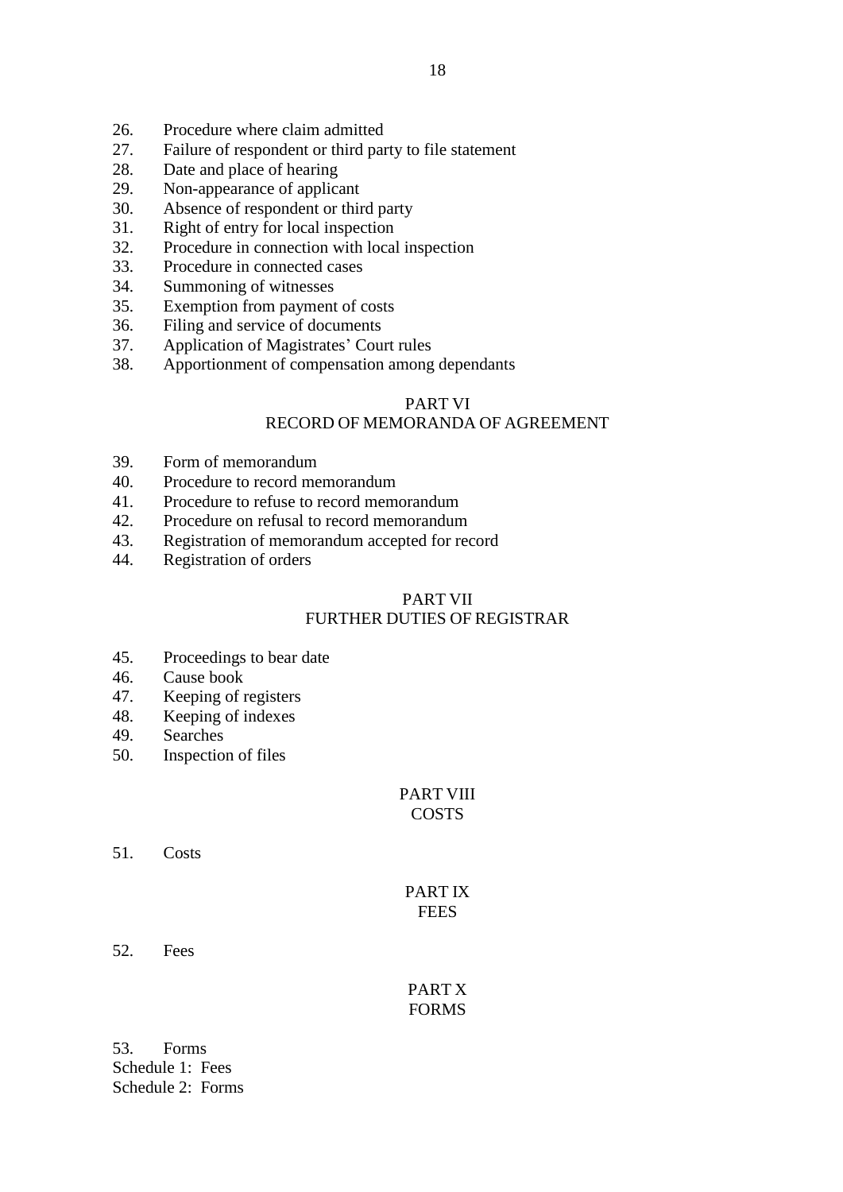26. Procedure where claim admitted
27. Failure of respondent or third party to file statement
28. Date and place of hearing
29. Non-appearance of applicant
30. Absence of respondent or third party
31. Right of entry for local inspection
32. Procedure in connection with local inspection
33. Procedure in connected cases
34. Summoning of witnesses
35. Exemption from payment of costs
36. Filing and service of documents
37. Application of Magistrates' Court rules
38. Apportionment of compensation among dependants

## PART VI
## RECORD OF MEMORANDA OF AGREEMENT

39. Form of memorandum
40. Procedure to record memorandum
41. Procedure to refuse to record memorandum
42. Procedure on refusal to record memorandum
43. Registration of memorandum accepted for record
44. Registration of orders

## PART VII
## FURTHER DUTIES OF REGISTRAR

45. Proceedings to bear date
46. Cause book
47. Keeping of registers
48. Keeping of indexes
49. Searches
50. Inspection of files

## PART VIII
## COSTS

51. Costs

## PART IX
## FEES

52. Fees

## PART X
## FORMS

53. Forms

Schedule 1: Fees
Schedule 2: Forms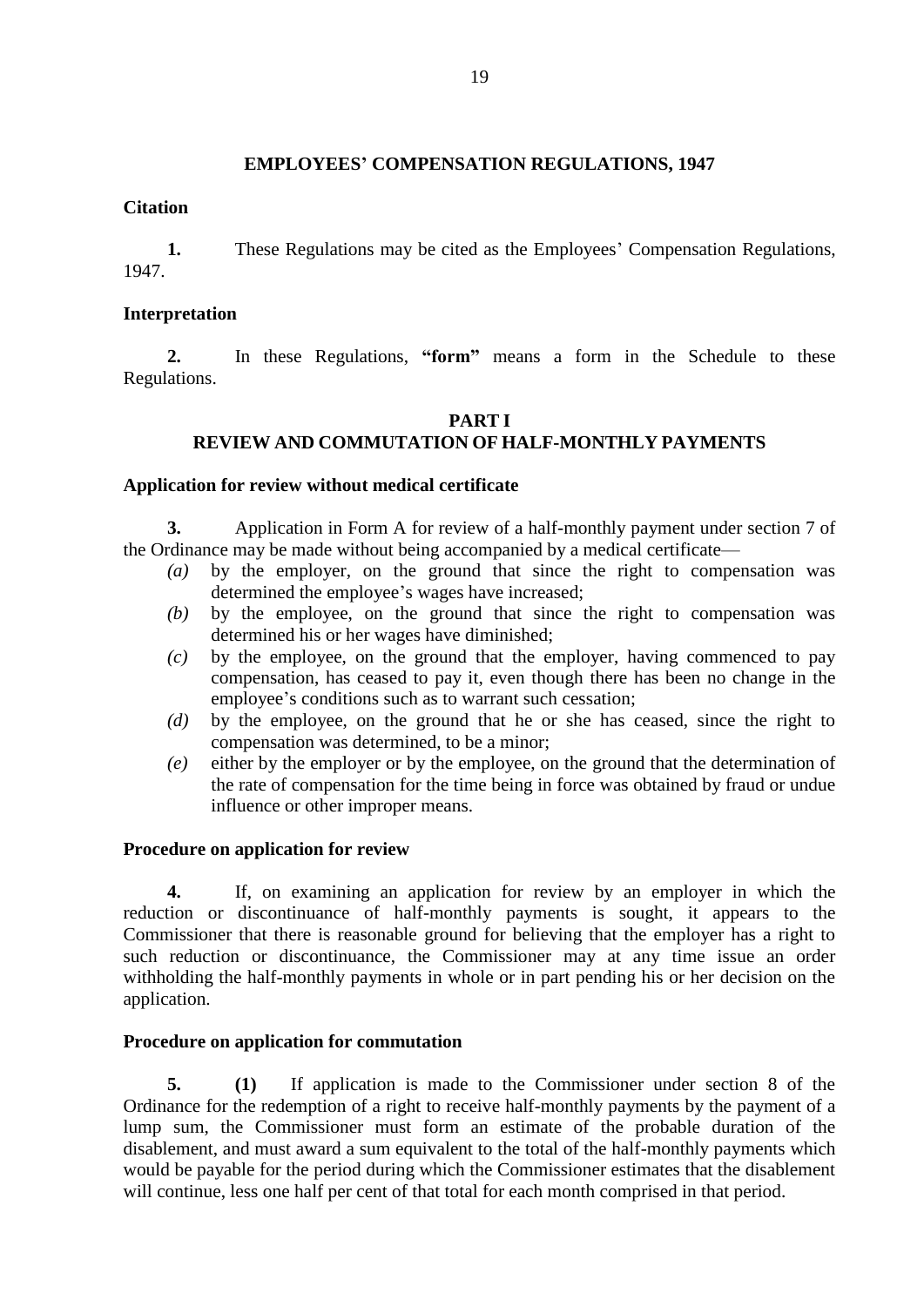## EMPLOYEES' COMPENSATION REGULATIONS, 1947

### Citation

**1.** These Regulations may be cited as the Employees' Compensation Regulations, 1947.

### Interpretation

**2.** In these Regulations, **"form"** means a form in the Schedule to these Regulations.

## PART I
## REVIEW AND COMMUTATION OF HALF-MONTHLY PAYMENTS

### Application for review without medical certificate

**3.** Application in Form A for review of a half-monthly payment under section 7 of the Ordinance may be made without being accompanied by a medical certificate—

- *(a)* by the employer, on the ground that since the right to compensation was determined the employee's wages have increased;
- *(b)* by the employee, on the ground that since the right to compensation was determined his or her wages have diminished;
- *(c)* by the employee, on the ground that the employer, having commenced to pay compensation, has ceased to pay it, even though there has been no change in the employee's conditions such as to warrant such cessation;
- *(d)* by the employee, on the ground that he or she has ceased, since the right to compensation was determined, to be a minor;
- *(e)* either by the employer or by the employee, on the ground that the determination of the rate of compensation for the time being in force was obtained by fraud or undue influence or other improper means.

### Procedure on application for review

**4.** If, on examining an application for review by an employer in which the reduction or discontinuance of half-monthly payments is sought, it appears to the Commissioner that there is reasonable ground for believing that the employer has a right to such reduction or discontinuance, the Commissioner may at any time issue an order withholding the half-monthly payments in whole or in part pending his or her decision on the application.

### Procedure on application for commutation

**5.** **(1)** If application is made to the Commissioner under section 8 of the Ordinance for the redemption of a right to receive half-monthly payments by the payment of a lump sum, the Commissioner must form an estimate of the probable duration of the disablement, and must award a sum equivalent to the total of the half-monthly payments which would be payable for the period during which the Commissioner estimates that the disablement will continue, less one half per cent of that total for each month comprised in that period.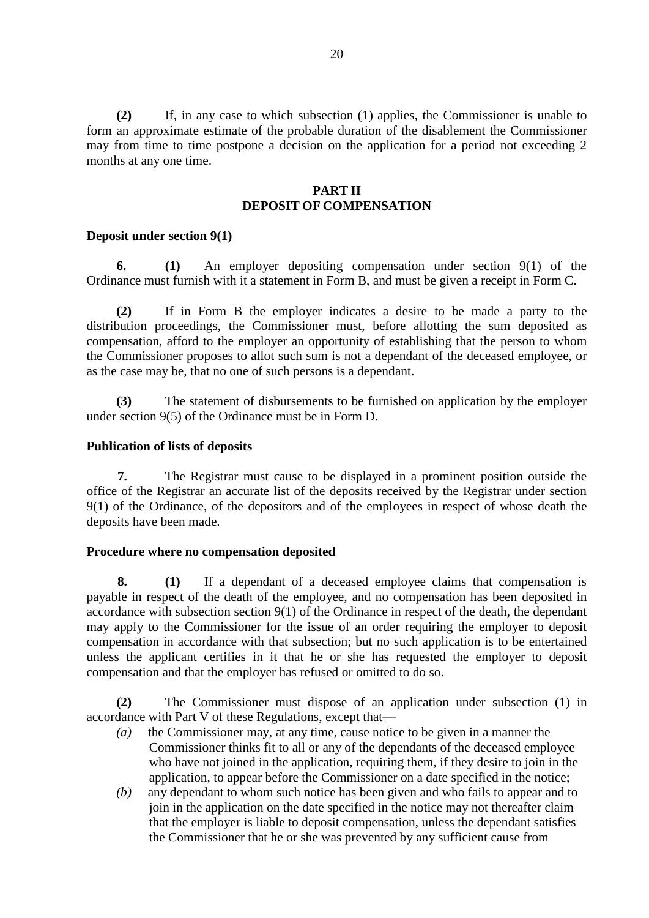**(2)** If, in any case to which subsection (1) applies, the Commissioner is unable to form an approximate estimate of the probable duration of the disablement the Commissioner may from time to time postpone a decision on the application for a period not exceeding 2 months at any one time.

## PART II
## DEPOSIT OF COMPENSATION

### Deposit under section 9(1)

**6.** **(1)** An employer depositing compensation under section 9(1) of the Ordinance must furnish with it a statement in Form B, and must be given a receipt in Form C.

**(2)** If in Form B the employer indicates a desire to be made a party to the distribution proceedings, the Commissioner must, before allotting the sum deposited as compensation, afford to the employer an opportunity of establishing that the person to whom the Commissioner proposes to allot such sum is not a dependant of the deceased employee, or as the case may be, that no one of such persons is a dependant.

**(3)** The statement of disbursements to be furnished on application by the employer under section 9(5) of the Ordinance must be in Form D.

### Publication of lists of deposits

**7.** The Registrar must cause to be displayed in a prominent position outside the office of the Registrar an accurate list of the deposits received by the Registrar under section 9(1) of the Ordinance, of the depositors and of the employees in respect of whose death the deposits have been made.

### Procedure where no compensation deposited

**8.** **(1)** If a dependant of a deceased employee claims that compensation is payable in respect of the death of the employee, and no compensation has been deposited in accordance with subsection section 9(1) of the Ordinance in respect of the death, the dependant may apply to the Commissioner for the issue of an order requiring the employer to deposit compensation in accordance with that subsection; but no such application is to be entertained unless the applicant certifies in it that he or she has requested the employer to deposit compensation and that the employer has refused or omitted to do so.

**(2)** The Commissioner must dispose of an application under subsection (1) in accordance with Part V of these Regulations, except that—

*(a)* the Commissioner may, at any time, cause notice to be given in a manner the Commissioner thinks fit to all or any of the dependants of the deceased employee who have not joined in the application, requiring them, if they desire to join in the application, to appear before the Commissioner on a date specified in the notice;

*(b)* any dependant to whom such notice has been given and who fails to appear and to join in the application on the date specified in the notice may not thereafter claim that the employer is liable to deposit compensation, unless the dependant satisfies the Commissioner that he or she was prevented by any sufficient cause from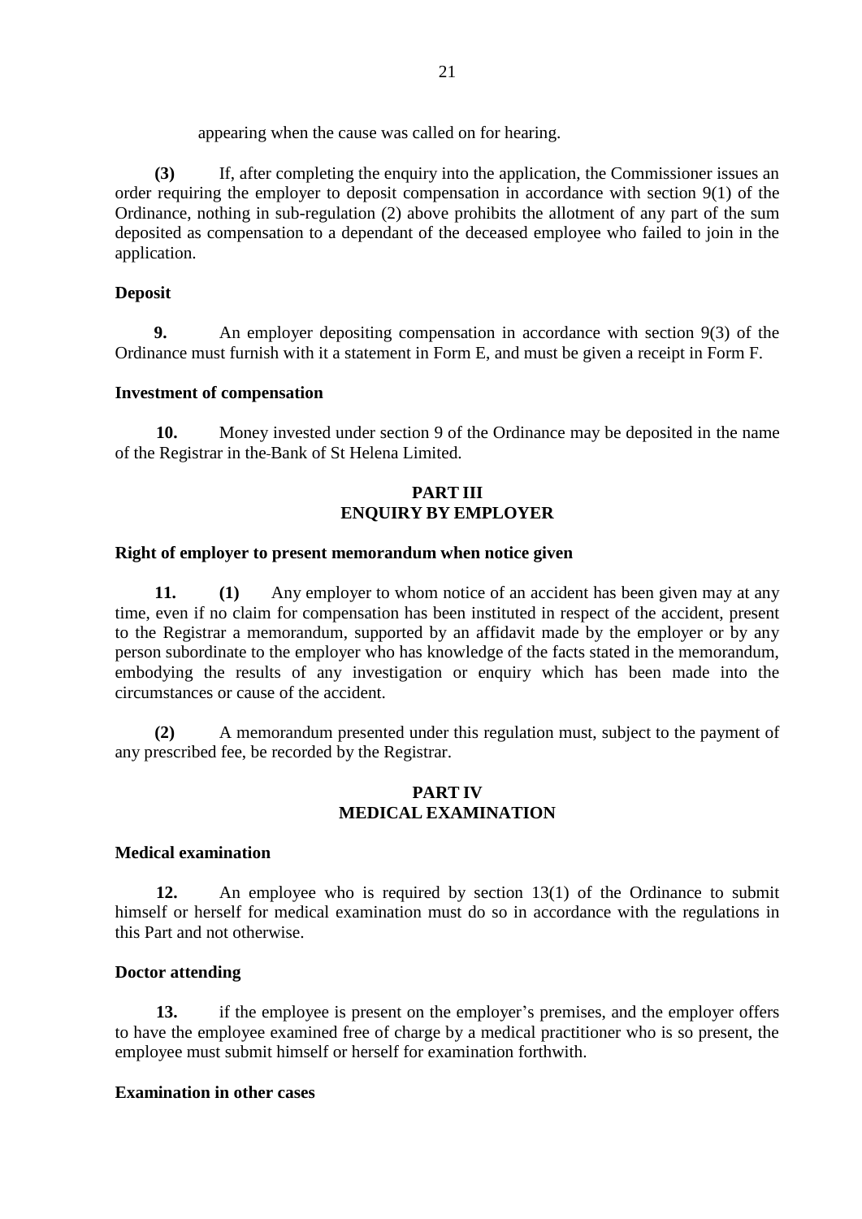appearing when the cause was called on for hearing.

**(3)** If, after completing the enquiry into the application, the Commissioner issues an order requiring the employer to deposit compensation in accordance with section 9(1) of the Ordinance, nothing in sub-regulation (2) above prohibits the allotment of any part of the sum deposited as compensation to a dependant of the deceased employee who failed to join in the application.

**Deposit**

**9.** An employer depositing compensation in accordance with section 9(3) of the Ordinance must furnish with it a statement in Form E, and must be given a receipt in Form F.

**Investment of compensation**

**10.** Money invested under section 9 of the Ordinance may be deposited in the name of the Registrar in the Bank of St Helena Limited.

## PART III
## ENQUIRY BY EMPLOYER

**Right of employer to present memorandum when notice given**

**11. (1)** Any employer to whom notice of an accident has been given may at any time, even if no claim for compensation has been instituted in respect of the accident, present to the Registrar a memorandum, supported by an affidavit made by the employer or by any person subordinate to the employer who has knowledge of the facts stated in the memorandum, embodying the results of any investigation or enquiry which has been made into the circumstances or cause of the accident.

**(2)** A memorandum presented under this regulation must, subject to the payment of any prescribed fee, be recorded by the Registrar.

## PART IV
## MEDICAL EXAMINATION

**Medical examination**

**12.** An employee who is required by section 13(1) of the Ordinance to submit himself or herself for medical examination must do so in accordance with the regulations in this Part and not otherwise.

**Doctor attending**

**13.** if the employee is present on the employer's premises, and the employer offers to have the employee examined free of charge by a medical practitioner who is so present, the employee must submit himself or herself for examination forthwith.

**Examination in other cases**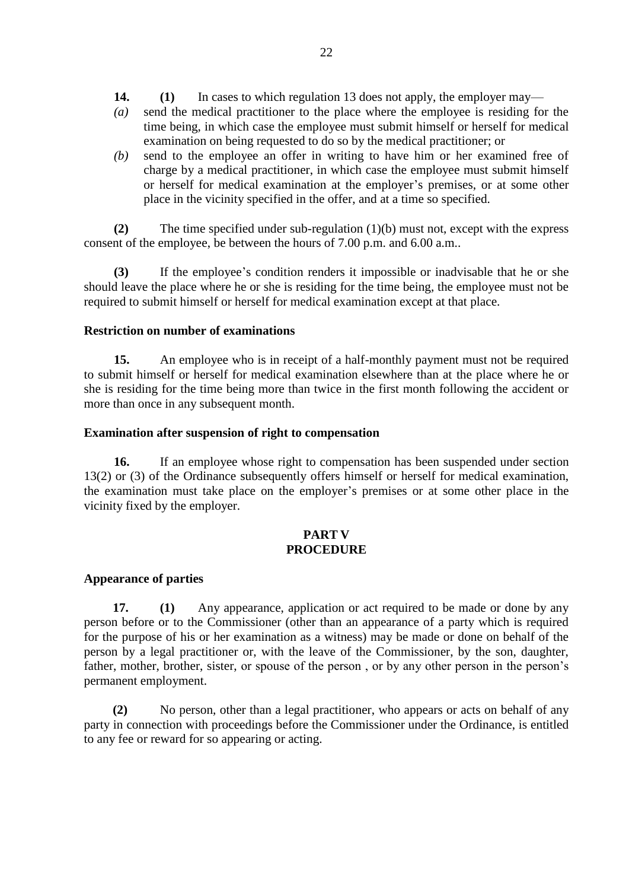**14.** **(1)** In cases to which regulation 13 does not apply, the employer may—

*(a)* send the medical practitioner to the place where the employee is residing for the time being, in which case the employee must submit himself or herself for medical examination on being requested to do so by the medical practitioner; or

*(b)* send to the employee an offer in writing to have him or her examined free of charge by a medical practitioner, in which case the employee must submit himself or herself for medical examination at the employer's premises, or at some other place in the vicinity specified in the offer, and at a time so specified.

**(2)** The time specified under sub-regulation (1)(b) must not, except with the express consent of the employee, be between the hours of 7.00 p.m. and 6.00 a.m..

**(3)** If the employee's condition renders it impossible or inadvisable that he or she should leave the place where he or she is residing for the time being, the employee must not be required to submit himself or herself for medical examination except at that place.

**Restriction on number of examinations**

**15.** An employee who is in receipt of a half-monthly payment must not be required to submit himself or herself for medical examination elsewhere than at the place where he or she is residing for the time being more than twice in the first month following the accident or more than once in any subsequent month.

**Examination after suspension of right to compensation**

**16.** If an employee whose right to compensation has been suspended under section 13(2) or (3) of the Ordinance subsequently offers himself or herself for medical examination, the examination must take place on the employer's premises or at some other place in the vicinity fixed by the employer.

## PART V
## PROCEDURE

**Appearance of parties**

**17.** **(1)** Any appearance, application or act required to be made or done by any person before or to the Commissioner (other than an appearance of a party which is required for the purpose of his or her examination as a witness) may be made or done on behalf of the person by a legal practitioner or, with the leave of the Commissioner, by the son, daughter, father, mother, brother, sister, or spouse of the person , or by any other person in the person's permanent employment.

**(2)** No person, other than a legal practitioner, who appears or acts on behalf of any party in connection with proceedings before the Commissioner under the Ordinance, is entitled to any fee or reward for so appearing or acting.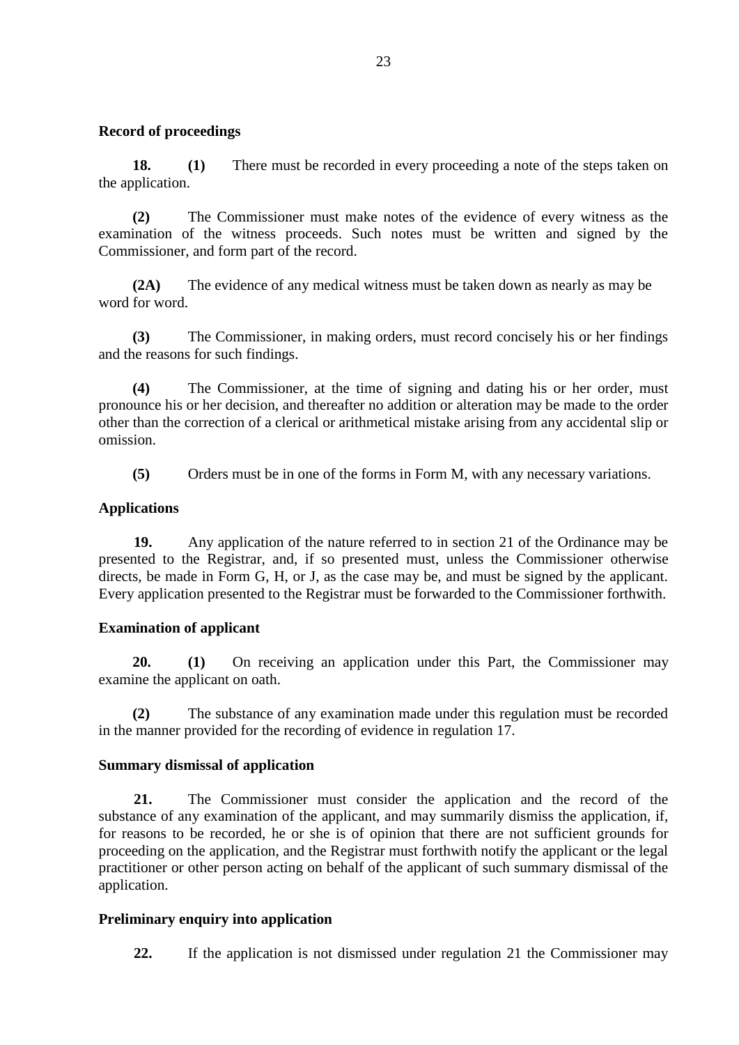**Record of proceedings**

**18.** **(1)** There must be recorded in every proceeding a note of the steps taken on the application.

**(2)** The Commissioner must make notes of the evidence of every witness as the examination of the witness proceeds. Such notes must be written and signed by the Commissioner, and form part of the record.

**(2A)** The evidence of any medical witness must be taken down as nearly as may be word for word.

**(3)** The Commissioner, in making orders, must record concisely his or her findings and the reasons for such findings.

**(4)** The Commissioner, at the time of signing and dating his or her order, must pronounce his or her decision, and thereafter no addition or alteration may be made to the order other than the correction of a clerical or arithmetical mistake arising from any accidental slip or omission.

**(5)** Orders must be in one of the forms in Form M, with any necessary variations.

**Applications**

**19.** Any application of the nature referred to in section 21 of the Ordinance may be presented to the Registrar, and, if so presented must, unless the Commissioner otherwise directs, be made in Form G, H, or J, as the case may be, and must be signed by the applicant. Every application presented to the Registrar must be forwarded to the Commissioner forthwith.

**Examination of applicant**

**20.** **(1)** On receiving an application under this Part, the Commissioner may examine the applicant on oath.

**(2)** The substance of any examination made under this regulation must be recorded in the manner provided for the recording of evidence in regulation 17.

**Summary dismissal of application**

**21.** The Commissioner must consider the application and the record of the substance of any examination of the applicant, and may summarily dismiss the application, if, for reasons to be recorded, he or she is of opinion that there are not sufficient grounds for proceeding on the application, and the Registrar must forthwith notify the applicant or the legal practitioner or other person acting on behalf of the applicant of such summary dismissal of the application.

**Preliminary enquiry into application**

**22.** If the application is not dismissed under regulation 21 the Commissioner may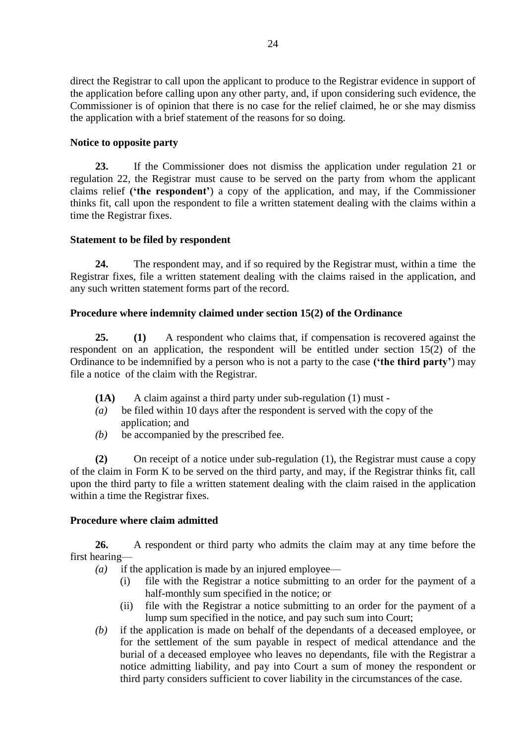direct the Registrar to call upon the applicant to produce to the Registrar evidence in support of the application before calling upon any other party, and, if upon considering such evidence, the Commissioner is of opinion that there is no case for the relief claimed, he or she may dismiss the application with a brief statement of the reasons for so doing.

**Notice to opposite party**

**23.** If the Commissioner does not dismiss the application under regulation 21 or regulation 22, the Registrar must cause to be served on the party from whom the applicant claims relief **('the respondent'**) a copy of the application, and may, if the Commissioner thinks fit, call upon the respondent to file a written statement dealing with the claims within a time the Registrar fixes.

**Statement to be filed by respondent**

**24.** The respondent may, and if so required by the Registrar must, within a time the Registrar fixes, file a written statement dealing with the claims raised in the application, and any such written statement forms part of the record.

**Procedure where indemnity claimed under section 15(2) of the Ordinance**

**25.** **(1)** A respondent who claims that, if compensation is recovered against the respondent on an application, the respondent will be entitled under section 15(2) of the Ordinance to be indemnified by a person who is not a party to the case **('the third party'**) may file a notice of the claim with the Registrar.

**(1A)** A claim against a third party under sub-regulation (1) must -

*(a)* be filed within 10 days after the respondent is served with the copy of the application; and

*(b)* be accompanied by the prescribed fee.

**(2)** On receipt of a notice under sub-regulation (1), the Registrar must cause a copy of the claim in Form K to be served on the third party, and may, if the Registrar thinks fit, call upon the third party to file a written statement dealing with the claim raised in the application within a time the Registrar fixes.

**Procedure where claim admitted**

**26.** A respondent or third party who admits the claim may at any time before the first hearing—

*(a)* if the application is made by an injured employee—
   - (i) file with the Registrar a notice submitting to an order for the payment of a half-monthly sum specified in the notice; or
   - (ii) file with the Registrar a notice submitting to an order for the payment of a lump sum specified in the notice, and pay such sum into Court;

*(b)* if the application is made on behalf of the dependants of a deceased employee, or for the settlement of the sum payable in respect of medical attendance and the burial of a deceased employee who leaves no dependants, file with the Registrar a notice admitting liability, and pay into Court a sum of money the respondent or third party considers sufficient to cover liability in the circumstances of the case.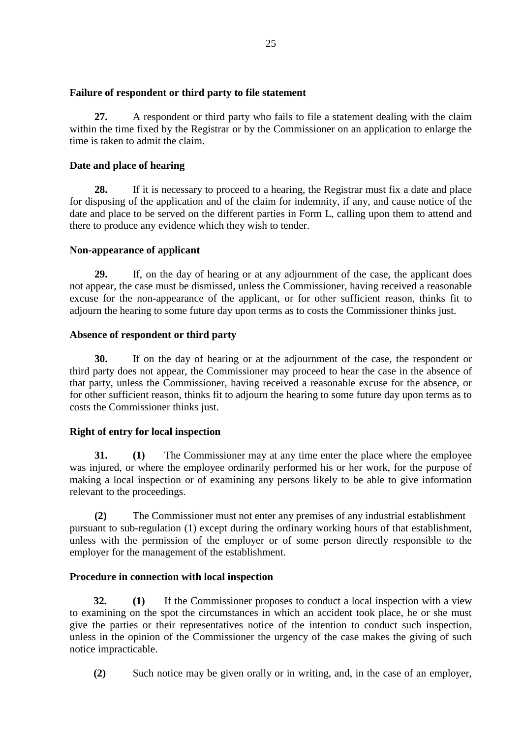### Failure of respondent or third party to file statement

**27.** A respondent or third party who fails to file a statement dealing with the claim within the time fixed by the Registrar or by the Commissioner on an application to enlarge the time is taken to admit the claim.

### Date and place of hearing

**28.** If it is necessary to proceed to a hearing, the Registrar must fix a date and place for disposing of the application and of the claim for indemnity, if any, and cause notice of the date and place to be served on the different parties in Form L, calling upon them to attend and there to produce any evidence which they wish to tender.

### Non-appearance of applicant

**29.** If, on the day of hearing or at any adjournment of the case, the applicant does not appear, the case must be dismissed, unless the Commissioner, having received a reasonable excuse for the non-appearance of the applicant, or for other sufficient reason, thinks fit to adjourn the hearing to some future day upon terms as to costs the Commissioner thinks just.

### Absence of respondent or third party

**30.** If on the day of hearing or at the adjournment of the case, the respondent or third party does not appear, the Commissioner may proceed to hear the case in the absence of that party, unless the Commissioner, having received a reasonable excuse for the absence, or for other sufficient reason, thinks fit to adjourn the hearing to some future day upon terms as to costs the Commissioner thinks just.

### Right of entry for local inspection

**31. (1)** The Commissioner may at any time enter the place where the employee was injured, or where the employee ordinarily performed his or her work, for the purpose of making a local inspection or of examining any persons likely to be able to give information relevant to the proceedings.

**(2)** The Commissioner must not enter any premises of any industrial establishment pursuant to sub-regulation (1) except during the ordinary working hours of that establishment, unless with the permission of the employer or of some person directly responsible to the employer for the management of the establishment.

### Procedure in connection with local inspection

**32. (1)** If the Commissioner proposes to conduct a local inspection with a view to examining on the spot the circumstances in which an accident took place, he or she must give the parties or their representatives notice of the intention to conduct such inspection, unless in the opinion of the Commissioner the urgency of the case makes the giving of such notice impracticable.

**(2)** Such notice may be given orally or in writing, and, in the case of an employer,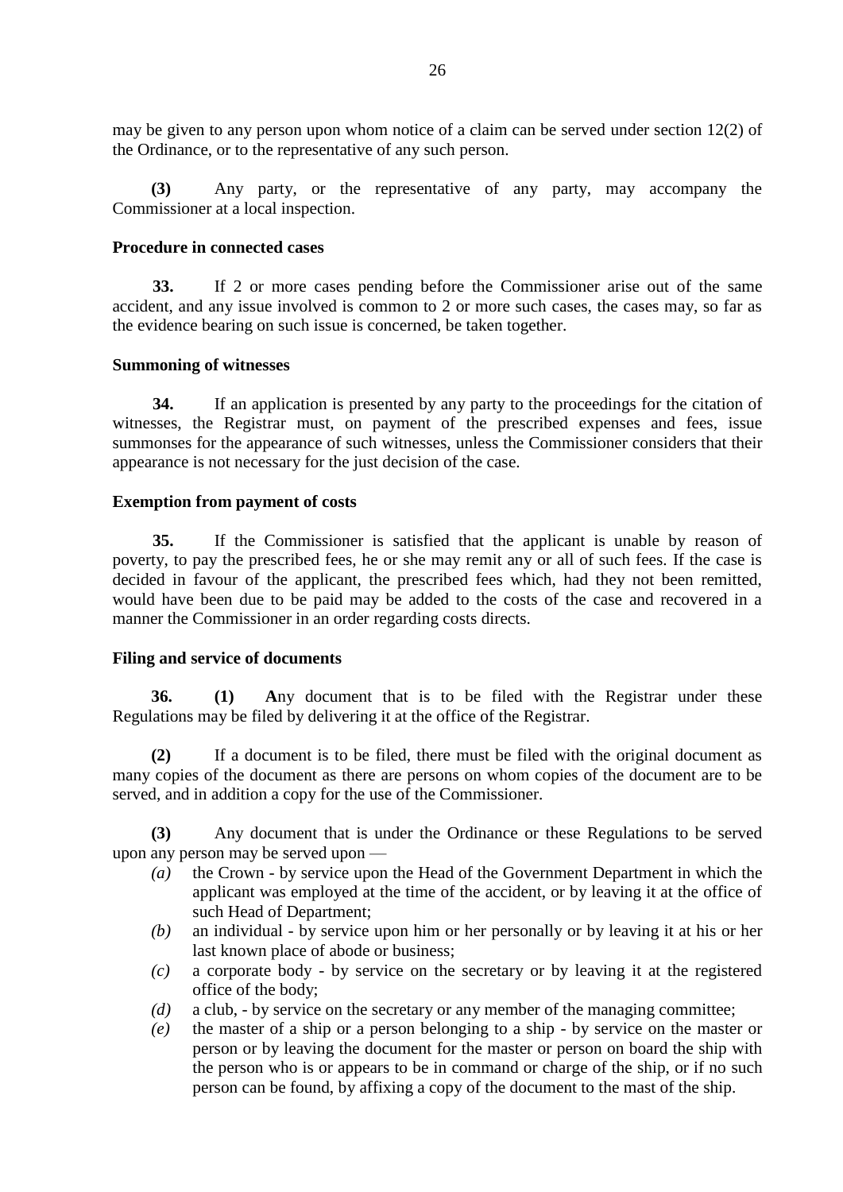may be given to any person upon whom notice of a claim can be served under section 12(2) of the Ordinance, or to the representative of any such person.

**(3)** Any party, or the representative of any party, may accompany the Commissioner at a local inspection.

**Procedure in connected cases**

**33.** If 2 or more cases pending before the Commissioner arise out of the same accident, and any issue involved is common to 2 or more such cases, the cases may, so far as the evidence bearing on such issue is concerned, be taken together.

**Summoning of witnesses**

**34.** If an application is presented by any party to the proceedings for the citation of witnesses, the Registrar must, on payment of the prescribed expenses and fees, issue summonses for the appearance of such witnesses, unless the Commissioner considers that their appearance is not necessary for the just decision of the case.

**Exemption from payment of costs**

**35.** If the Commissioner is satisfied that the applicant is unable by reason of poverty, to pay the prescribed fees, he or she may remit any or all of such fees. If the case is decided in favour of the applicant, the prescribed fees which, had they not been remitted, would have been due to be paid may be added to the costs of the case and recovered in a manner the Commissioner in an order regarding costs directs.

**Filing and service of documents**

**36. (1)** **A**ny document that is to be filed with the Registrar under these Regulations may be filed by delivering it at the office of the Registrar.

**(2)** If a document is to be filed, there must be filed with the original document as many copies of the document as there are persons on whom copies of the document are to be served, and in addition a copy for the use of the Commissioner.

**(3)** Any document that is under the Ordinance or these Regulations to be served upon any person may be served upon —

- *(a)* the Crown - by service upon the Head of the Government Department in which the applicant was employed at the time of the accident, or by leaving it at the office of such Head of Department;
- *(b)* an individual - by service upon him or her personally or by leaving it at his or her last known place of abode or business;
- *(c)* a corporate body - by service on the secretary or by leaving it at the registered office of the body;
- *(d)* a club, - by service on the secretary or any member of the managing committee;
- *(e)* the master of a ship or a person belonging to a ship - by service on the master or person or by leaving the document for the master or person on board the ship with the person who is or appears to be in command or charge of the ship, or if no such person can be found, by affixing a copy of the document to the mast of the ship.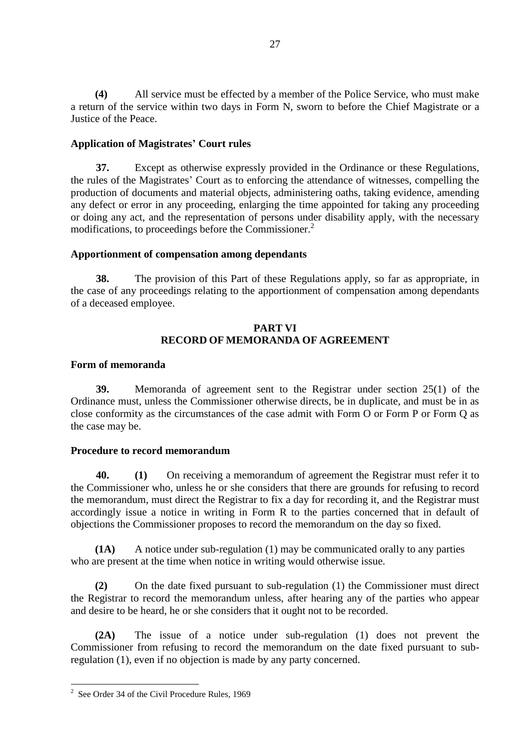**(4)** All service must be effected by a member of the Police Service, who must make a return of the service within two days in Form N, sworn to before the Chief Magistrate or a Justice of the Peace.

### Application of Magistrates' Court rules

**37.** Except as otherwise expressly provided in the Ordinance or these Regulations, the rules of the Magistrates' Court as to enforcing the attendance of witnesses, compelling the production of documents and material objects, administering oaths, taking evidence, amending any defect or error in any proceeding, enlarging the time appointed for taking any proceeding or doing any act, and the representation of persons under disability apply, with the necessary modifications, to proceedings before the Commissioner.[2]

### Apportionment of compensation among dependants

**38.** The provision of this Part of these Regulations apply, so far as appropriate, in the case of any proceedings relating to the apportionment of compensation among dependants of a deceased employee.

## PART VI
## RECORD OF MEMORANDA OF AGREEMENT

### Form of memoranda

**39.** Memoranda of agreement sent to the Registrar under section 25(1) of the Ordinance must, unless the Commissioner otherwise directs, be in duplicate, and must be in as close conformity as the circumstances of the case admit with Form O or Form P or Form Q as the case may be.

### Procedure to record memorandum

**40.** **(1)** On receiving a memorandum of agreement the Registrar must refer it to the Commissioner who, unless he or she considers that there are grounds for refusing to record the memorandum, must direct the Registrar to fix a day for recording it, and the Registrar must accordingly issue a notice in writing in Form R to the parties concerned that in default of objections the Commissioner proposes to record the memorandum on the day so fixed.

**(1A)** A notice under sub-regulation (1) may be communicated orally to any parties who are present at the time when notice in writing would otherwise issue.

**(2)** On the date fixed pursuant to sub-regulation (1) the Commissioner must direct the Registrar to record the memorandum unless, after hearing any of the parties who appear and desire to be heard, he or she considers that it ought not to be recorded.

**(2A)** The issue of a notice under sub-regulation (1) does not prevent the Commissioner from refusing to record the memorandum on the date fixed pursuant to sub-regulation (1), even if no objection is made by any party concerned.

---

[2] See Order 34 of the Civil Procedure Rules, 1969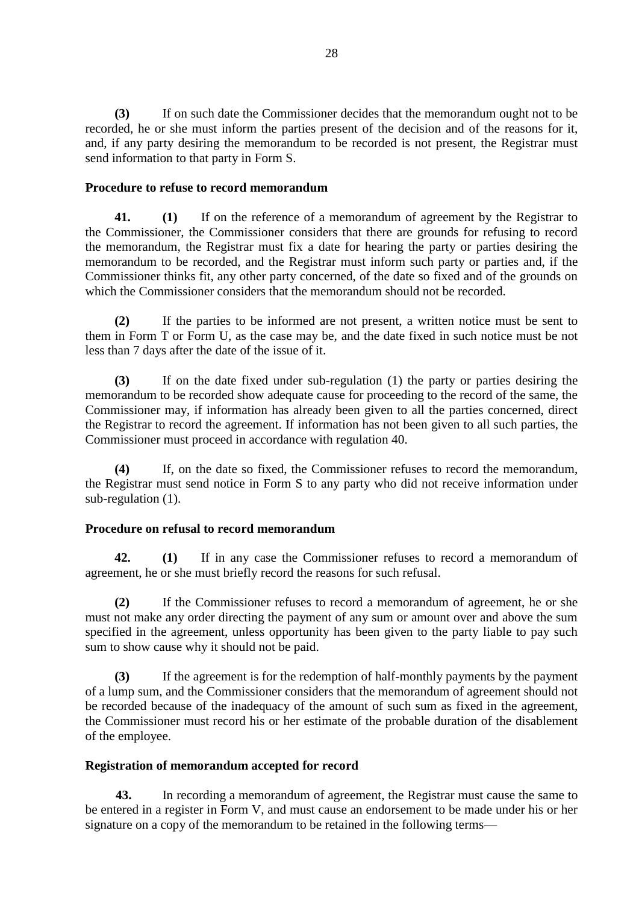**(3)** If on such date the Commissioner decides that the memorandum ought not to be recorded, he or she must inform the parties present of the decision and of the reasons for it, and, if any party desiring the memorandum to be recorded is not present, the Registrar must send information to that party in Form S.

**Procedure to refuse to record memorandum**

**41. (1)** If on the reference of a memorandum of agreement by the Registrar to the Commissioner, the Commissioner considers that there are grounds for refusing to record the memorandum, the Registrar must fix a date for hearing the party or parties desiring the memorandum to be recorded, and the Registrar must inform such party or parties and, if the Commissioner thinks fit, any other party concerned, of the date so fixed and of the grounds on which the Commissioner considers that the memorandum should not be recorded.

**(2)** If the parties to be informed are not present, a written notice must be sent to them in Form T or Form U, as the case may be, and the date fixed in such notice must be not less than 7 days after the date of the issue of it.

**(3)** If on the date fixed under sub-regulation (1) the party or parties desiring the memorandum to be recorded show adequate cause for proceeding to the record of the same, the Commissioner may, if information has already been given to all the parties concerned, direct the Registrar to record the agreement. If information has not been given to all such parties, the Commissioner must proceed in accordance with regulation 40.

**(4)** If, on the date so fixed, the Commissioner refuses to record the memorandum, the Registrar must send notice in Form S to any party who did not receive information under sub-regulation (1).

**Procedure on refusal to record memorandum**

**42. (1)** If in any case the Commissioner refuses to record a memorandum of agreement, he or she must briefly record the reasons for such refusal.

**(2)** If the Commissioner refuses to record a memorandum of agreement, he or she must not make any order directing the payment of any sum or amount over and above the sum specified in the agreement, unless opportunity has been given to the party liable to pay such sum to show cause why it should not be paid.

**(3)** If the agreement is for the redemption of half-monthly payments by the payment of a lump sum, and the Commissioner considers that the memorandum of agreement should not be recorded because of the inadequacy of the amount of such sum as fixed in the agreement, the Commissioner must record his or her estimate of the probable duration of the disablement of the employee.

**Registration of memorandum accepted for record**

**43.** In recording a memorandum of agreement, the Registrar must cause the same to be entered in a register in Form V, and must cause an endorsement to be made under his or her signature on a copy of the memorandum to be retained in the following terms—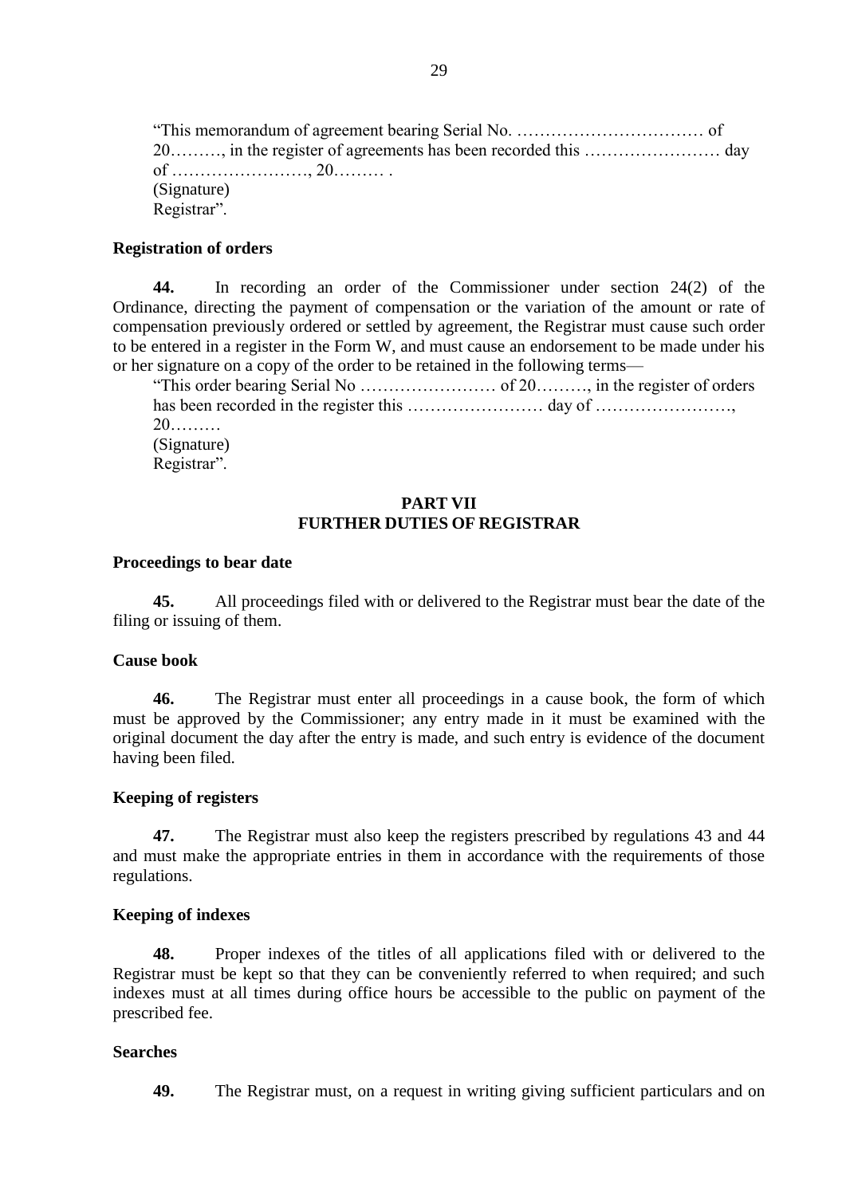"This memorandum of agreement bearing Serial No. …………………………… of 20………, in the register of agreements has been recorded this …………………… day of ……………………, 20……… .
(Signature)
Registrar".

**Registration of orders**

**44.** In recording an order of the Commissioner under section 24(2) of the Ordinance, directing the payment of compensation or the variation of the amount or rate of compensation previously ordered or settled by agreement, the Registrar must cause such order to be entered in a register in the Form W, and must cause an endorsement to be made under his or her signature on a copy of the order to be retained in the following terms—

"This order bearing Serial No …………………… of 20………, in the register of orders has been recorded in the register this …………………… day of ……………………, 20………
(Signature)
Registrar".

## PART VII
## FURTHER DUTIES OF REGISTRAR

**Proceedings to bear date**

**45.** All proceedings filed with or delivered to the Registrar must bear the date of the filing or issuing of them.

**Cause book**

**46.** The Registrar must enter all proceedings in a cause book, the form of which must be approved by the Commissioner; any entry made in it must be examined with the original document the day after the entry is made, and such entry is evidence of the document having been filed.

**Keeping of registers**

**47.** The Registrar must also keep the registers prescribed by regulations 43 and 44 and must make the appropriate entries in them in accordance with the requirements of those regulations.

**Keeping of indexes**

**48.** Proper indexes of the titles of all applications filed with or delivered to the Registrar must be kept so that they can be conveniently referred to when required; and such indexes must at all times during office hours be accessible to the public on payment of the prescribed fee.

**Searches**

**49.** The Registrar must, on a request in writing giving sufficient particulars and on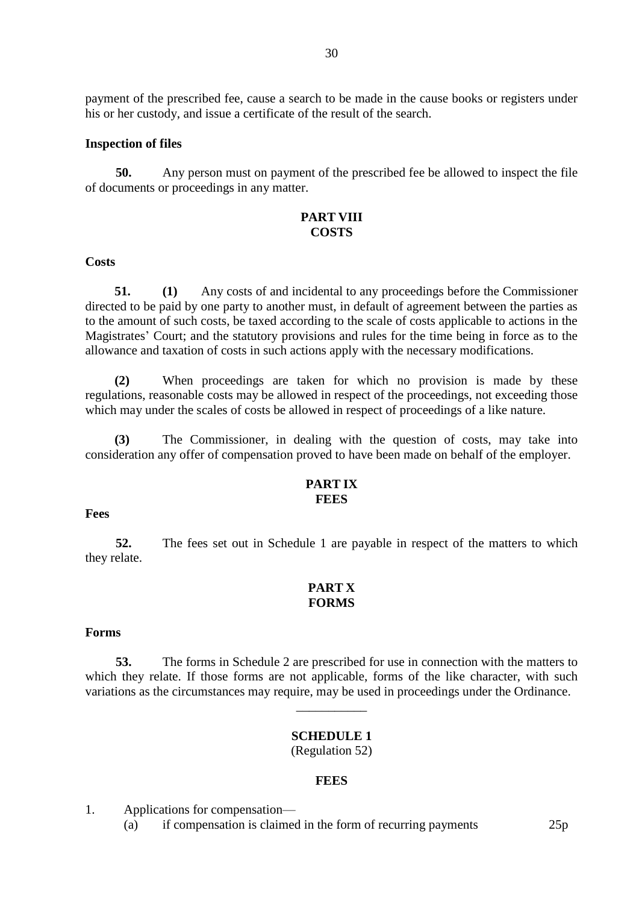payment of the prescribed fee, cause a search to be made in the cause books or registers under his or her custody, and issue a certificate of the result of the search.

**Inspection of files**

**50.** Any person must on payment of the prescribed fee be allowed to inspect the file of documents or proceedings in any matter.

## PART VIII
## COSTS

**Costs**

**51. (1)** Any costs of and incidental to any proceedings before the Commissioner directed to be paid by one party to another must, in default of agreement between the parties as to the amount of such costs, be taxed according to the scale of costs applicable to actions in the Magistrates' Court; and the statutory provisions and rules for the time being in force as to the allowance and taxation of costs in such actions apply with the necessary modifications.

**(2)** When proceedings are taken for which no provision is made by these regulations, reasonable costs may be allowed in respect of the proceedings, not exceeding those which may under the scales of costs be allowed in respect of proceedings of a like nature.

**(3)** The Commissioner, in dealing with the question of costs, may take into consideration any offer of compensation proved to have been made on behalf of the employer.

## PART IX
## FEES

**Fees**

**52.** The fees set out in Schedule 1 are payable in respect of the matters to which they relate.

## PART X
## FORMS

**Forms**

**53.** The forms in Schedule 2 are prescribed for use in connection with the matters to which they relate. If those forms are not applicable, forms of the like character, with such variations as the circumstances may require, may be used in proceedings under the Ordinance.

---

## SCHEDULE 1
(Regulation 52)

### FEES

1. Applications for compensation—
   (a) if compensation is claimed in the form of recurring payments 25p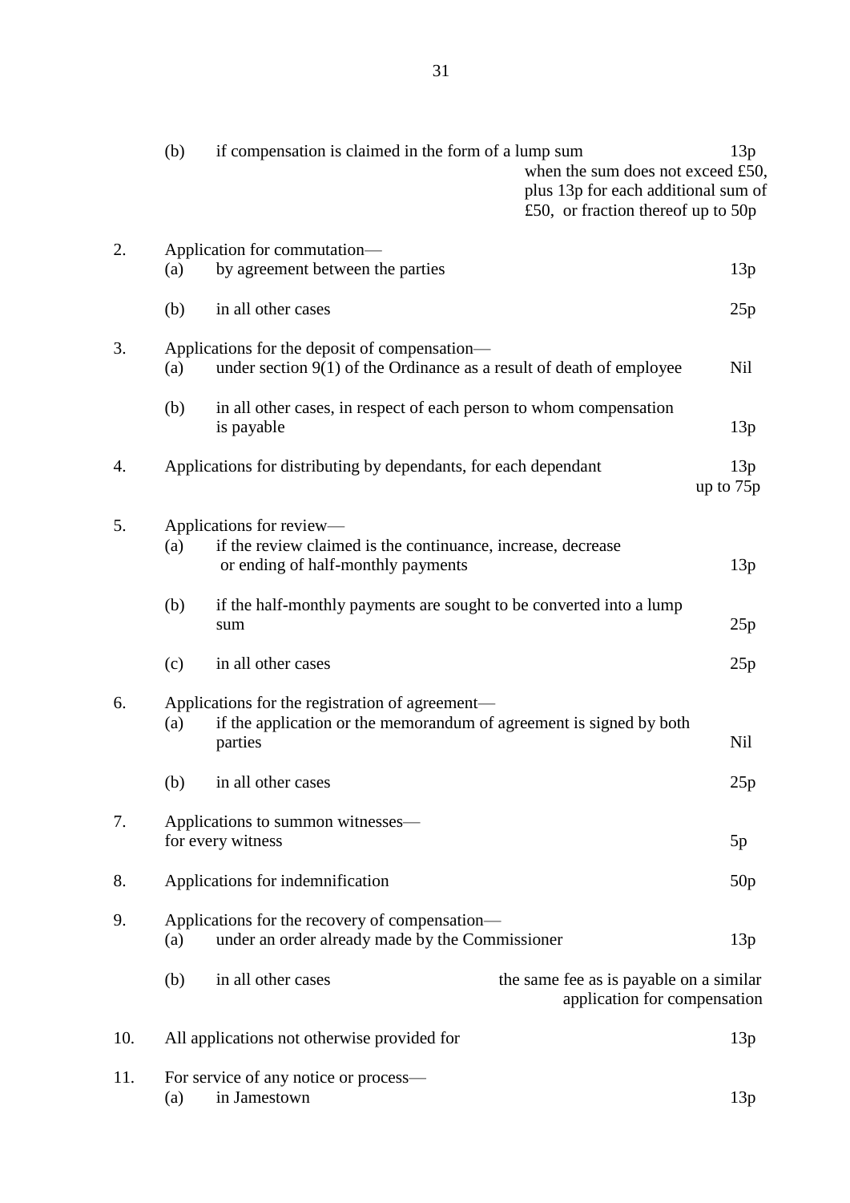| | | | |
|---|---|---|---|
| | (b) | if compensation is claimed in the form of a lump sum | 13p when the sum does not exceed £50, plus 13p for each additional sum of £50, or fraction thereof up to 50p |
| 2. | Application for commutation— | | |
| | (a) | by agreement between the parties | 13p |
| | (b) | in all other cases | 25p |
| 3. | Applications for the deposit of compensation— | | |
| | (a) | under section 9(1) of the Ordinance as a result of death of employee | Nil |
| | (b) | in all other cases, in respect of each person to whom compensation is payable | 13p |
| 4. | Applications for distributing by dependants, for each dependant | | 13p up to 75p |
| 5. | Applications for review— | | |
| | (a) | if the review claimed is the continuance, increase, decrease or ending of half-monthly payments | 13p |
| | (b) | if the half-monthly payments are sought to be converted into a lump sum | 25p |
| | (c) | in all other cases | 25p |
| 6. | Applications for the registration of agreement— | | |
| | (a) | if the application or the memorandum of agreement is signed by both parties | Nil |
| | (b) | in all other cases | 25p |
| 7. | Applications to summon witnesses— for every witness | | 5p |
| 8. | Applications for indemnification | | 50p |
| 9. | Applications for the recovery of compensation— | | |
| | (a) | under an order already made by the Commissioner | 13p |
| | (b) | in all other cases | the same fee as is payable on a similar application for compensation |
| 10. | All applications not otherwise provided for | | 13p |
| 11. | For service of any notice or process— | | |
| | (a) | in Jamestown | 13p |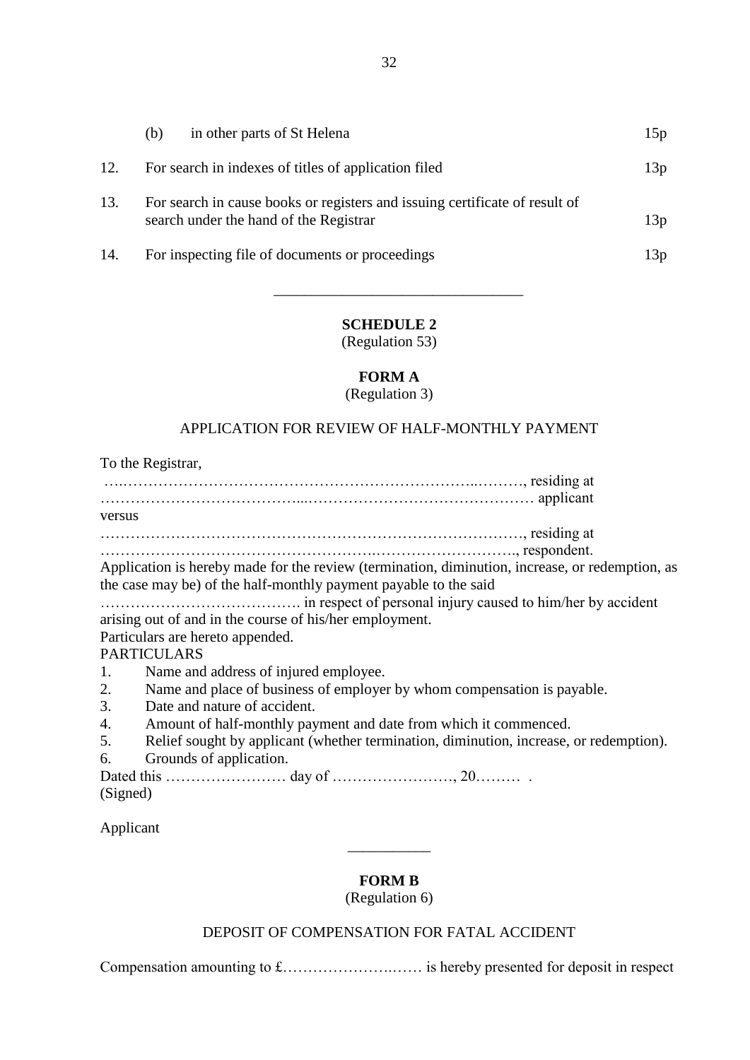| | | |
|---|---|---|
| | (b) in other parts of St Helena | 15p |
| 12. | For search in indexes of titles of application filed | 13p |
| 13. | For search in cause books or registers and issuing certificate of result of search under the hand of the Registrar | 13p |
| 14. | For inspecting file of documents or proceedings | 13p |

---

**SCHEDULE 2**
(Regulation 53)

**FORM A**
(Regulation 3)

APPLICATION FOR REVIEW OF HALF-MONTHLY PAYMENT

To the Registrar,

….…………………………………………………………..………, residing at
…………………………………...……………………………………… applicant
versus
……………………………………………………………………………, residing at
……………………………………………….………………………., respondent.
Application is hereby made for the review (termination, diminution, increase, or redemption, as the case may be) of the half-monthly payment payable to the said
…………………………………. in respect of personal injury caused to him/her by accident arising out of and in the course of his/her employment.
Particulars are hereto appended.
PARTICULARS
1. Name and address of injured employee.
2. Name and place of business of employer by whom compensation is payable.
3. Date and nature of accident.
4. Amount of half-monthly payment and date from which it commenced.
5. Relief sought by applicant (whether termination, diminution, increase, or redemption).
6. Grounds of application.

Dated this …………………… day of ……………………, 20……… .
(Signed)

Applicant

---

**FORM B**
(Regulation 6)

DEPOSIT OF COMPENSATION FOR FATAL ACCIDENT

Compensation amounting to £…………………….…… is hereby presented for deposit in respect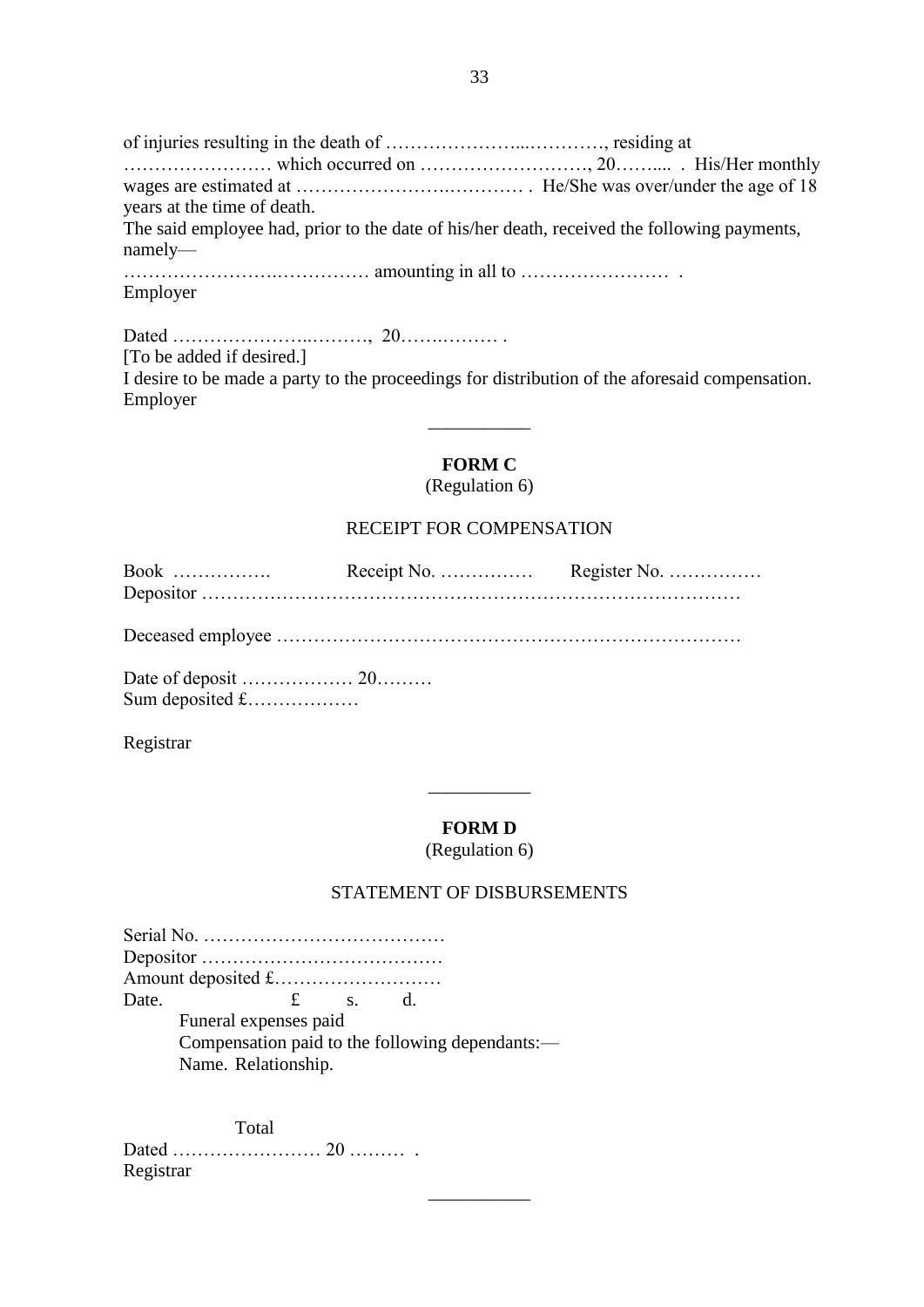of injuries resulting in the death of …………………...…………, residing at …………………… which occurred on ………………………, 20……... . His/Her monthly wages are estimated at …………………….………… . He/She was over/under the age of 18 years at the time of death.

The said employee had, prior to the date of his/her death, received the following payments, namely—

…………………….…………… amounting in all to …………………… .

Employer

Dated ………………...………, 20…….……… .

[To be added if desired.]

I desire to be made a party to the proceedings for distribution of the aforesaid compensation.

Employer

---

**FORM C**

(Regulation 6)

RECEIPT FOR COMPENSATION

Book ……………. Receipt No. …………… Register No. ……………

Depositor ……………………………………………………………………………

Deceased employee ………………………………………………………………

Date of deposit ……………… 20………

Sum deposited £………………

Registrar

---

**FORM D**

(Regulation 6)

STATEMENT OF DISBURSEMENTS

Serial No. …………………………………

Depositor …………………………………

Amount deposited £………………………

Date. £ s. d.

Funeral expenses paid

Compensation paid to the following dependants:—

Name. Relationship.

Total

Dated …………………… 20 ……… .

Registrar

---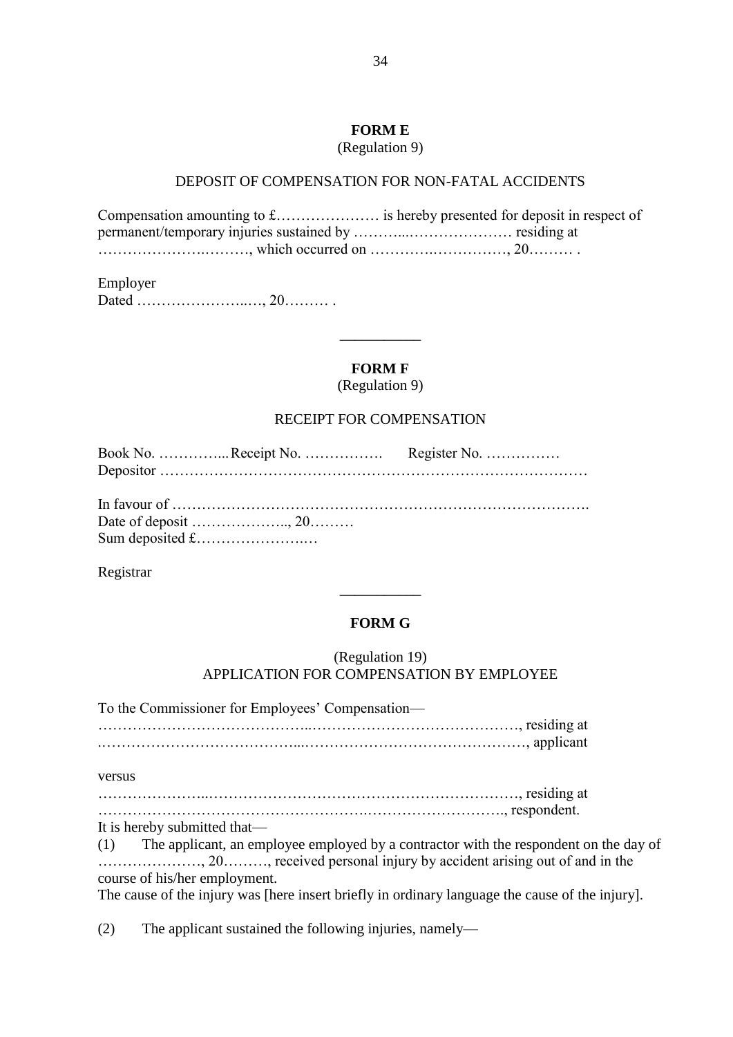**FORM E**

(Regulation 9)

DEPOSIT OF COMPENSATION FOR NON-FATAL ACCIDENTS

Compensation amounting to £………………… is hereby presented for deposit in respect of permanent/temporary injuries sustained by ………...………………… residing at ……………….………, which occurred on ………….……………, 20……… .

Employer

Dated …………………..…, 20……… .

---

**FORM F**

(Regulation 9)

RECEIPT FOR COMPENSATION

Book No. …………...Receipt No. ……………. Register No. ……………

Depositor ……………………………………………………………………………

In favour of ……………………………………………………………………….

Date of deposit ……………….., 20………

Sum deposited £…………………..…

Registrar

---

**FORM G**

(Regulation 19)

APPLICATION FOR COMPENSATION BY EMPLOYEE

To the Commissioner for Employees' Compensation—

……………………………………..……………………………………, residing at

.………………………………...………………………………………, applicant

versus

…………………...………………………………………………………, residing at

……………………………………………….……………………….., respondent.

It is hereby submitted that—

(1) The applicant, an employee employed by a contractor with the respondent on the day of …………………, 20………, received personal injury by accident arising out of and in the course of his/her employment.

The cause of the injury was [here insert briefly in ordinary language the cause of the injury].

(2) The applicant sustained the following injuries, namely—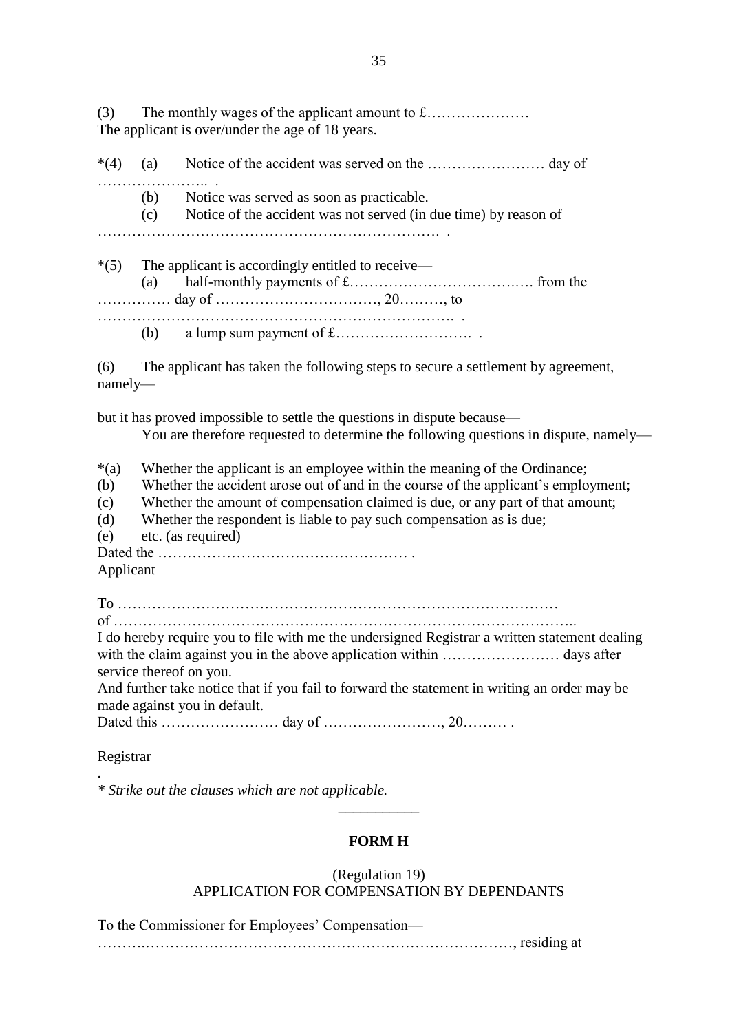(3) The monthly wages of the applicant amount to £…………………
The applicant is over/under the age of 18 years.

*(4) (a) Notice of the accident was served on the …………………… day of ………………….. .

(b) Notice was served as soon as practicable.

(c) Notice of the accident was not served (in due time) by reason of ……………………………………………………………. .

*(5) The applicant is accordingly entitled to receive—

(a) half-monthly payments of £………………………….…. from the …………… day of ……………………………, 20………, to ………………………………………………………………. .

(b) a lump sum payment of £………………………. .

(6) The applicant has taken the following steps to secure a settlement by agreement, namely—

but it has proved impossible to settle the questions in dispute because—

You are therefore requested to determine the following questions in dispute, namely—

*(a) Whether the applicant is an employee within the meaning of the Ordinance;
(b) Whether the accident arose out of and in the course of the applicant's employment;
(c) Whether the amount of compensation claimed is due, or any part of that amount;
(d) Whether the respondent is liable to pay such compensation as is due;
(e) etc. (as required)

Dated the …………………………………………… .

Applicant

To ………………………………………………………………………………
of …………………………………………………………………………………..

I do hereby require you to file with me the undersigned Registrar a written statement dealing with the claim against you in the above application within …………………… days after service thereof on you.

And further take notice that if you fail to forward the statement in writing an order may be made against you in default.

Dated this …………………… day of ……………………, 20……… .

Registrar

.

*\* Strike out the clauses which are not applicable.*

---

## FORM H

(Regulation 19)

APPLICATION FOR COMPENSATION BY DEPENDANTS

To the Commissioner for Employees' Compensation—

……….……………………………………………………………, residing at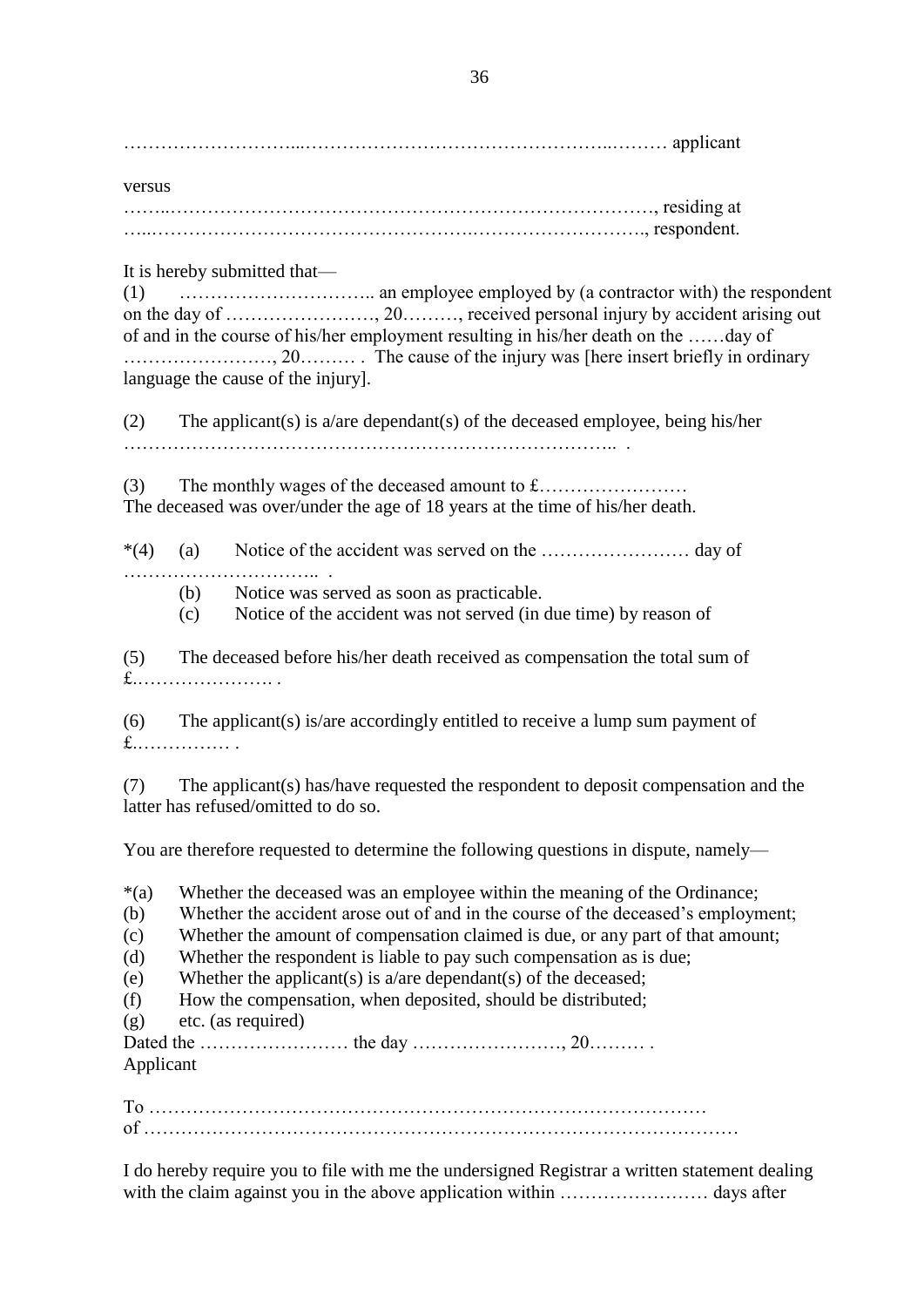………………………...…………………………………………..……… applicant

versus

……..……………………………………………………………………, residing at
…..…………………………………………….………………………., respondent.

It is hereby submitted that—

(1) ………………………….. an employee employed by (a contractor with) the respondent on the day of ……………………, 20………, received personal injury by accident arising out of and in the course of his/her employment resulting in his/her death on the ……day of ……………….……, 20……… . The cause of the injury was [here insert briefly in ordinary language the cause of the injury].

(2) The applicant(s) is a/are dependant(s) of the deceased employee, being his/her …………………………………………………………………….. .

(3) The monthly wages of the deceased amount to £……………………
The deceased was over/under the age of 18 years at the time of his/her death.

*(4) (a) Notice of the accident was served on the …………………… day of ………………………….. .

(b) Notice was served as soon as practicable.

(c) Notice of the accident was not served (in due time) by reason of

(5) The deceased before his/her death received as compensation the total sum of £.…………………. .

(6) The applicant(s) is/are accordingly entitled to receive a lump sum payment of £.……………. .

(7) The applicant(s) has/have requested the respondent to deposit compensation and the latter has refused/omitted to do so.

You are therefore requested to determine the following questions in dispute, namely—

*(a) Whether the deceased was an employee within the meaning of the Ordinance;
(b) Whether the accident arose out of and in the course of the deceased's employment;
(c) Whether the amount of compensation claimed is due, or any part of that amount;
(d) Whether the respondent is liable to pay such compensation as is due;
(e) Whether the applicant(s) is a/are dependant(s) of the deceased;
(f) How the compensation, when deposited, should be distributed;
(g) etc. (as required)

Dated the …………………… the day ……………………, 20……… .
Applicant

To ………………………………………………………………………………
of ……………………………………………………………………………………

I do hereby require you to file with me the undersigned Registrar a written statement dealing with the claim against you in the above application within …………………… days after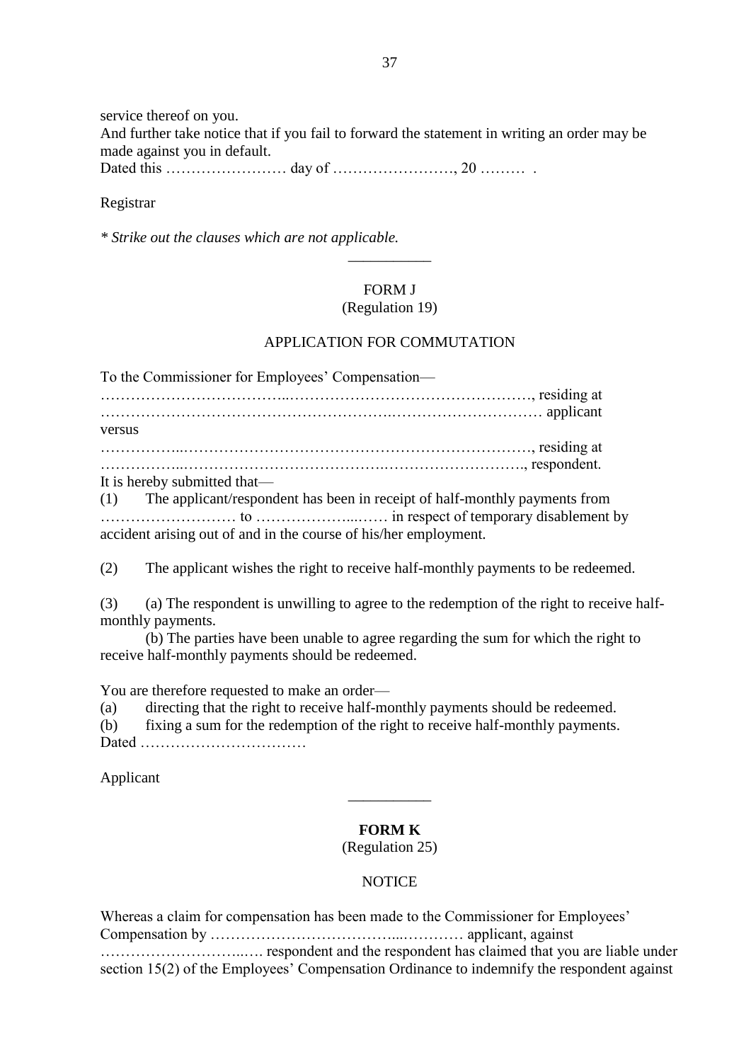service thereof on you.

And further take notice that if you fail to forward the statement in writing an order may be made against you in default.

Dated this …………………… day of ……………………, 20 ……… .

Registrar

*\* Strike out the clauses which are not applicable.*

---

FORM J

(Regulation 19)

APPLICATION FOR COMMUTATION

To the Commissioner for Employees' Compensation—

……………………………..…………………………………………, residing at

……………………………………………….………………………… applicant

versus

……………..………………………………………………………………, residing at

……………..………………………………….………………………., respondent.

It is hereby submitted that—

(1) The applicant/respondent has been in receipt of half-monthly payments from ……………………… to ………………...…… in respect of temporary disablement by accident arising out of and in the course of his/her employment.

(2) The applicant wishes the right to receive half-monthly payments to be redeemed.

(3) (a) The respondent is unwilling to agree to the redemption of the right to receive half-monthly payments.

(b) The parties have been unable to agree regarding the sum for which the right to receive half-monthly payments should be redeemed.

You are therefore requested to make an order—

(a) directing that the right to receive half-monthly payments should be redeemed.

(b) fixing a sum for the redemption of the right to receive half-monthly payments.

Dated ……………………………

Applicant

---

**FORM K**

(Regulation 25)

NOTICE

Whereas a claim for compensation has been made to the Commissioner for Employees' Compensation by ……………………………...………… applicant, against …………………………..…. respondent and the respondent has claimed that you are liable under section 15(2) of the Employees' Compensation Ordinance to indemnify the respondent against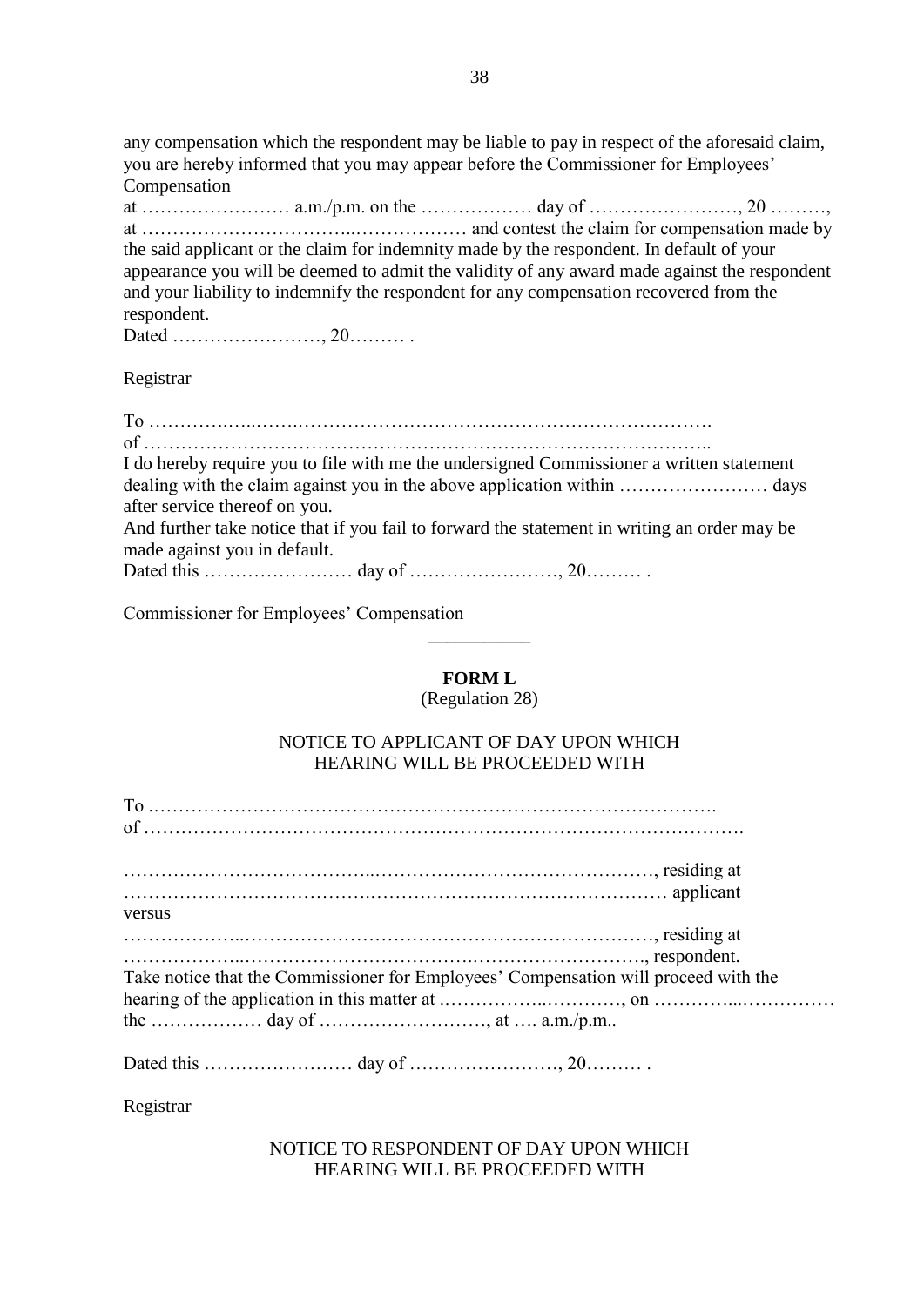any compensation which the respondent may be liable to pay in respect of the aforesaid claim, you are hereby informed that you may appear before the Commissioner for Employees' Compensation

at …………………… a.m./p.m. on the ……………… day of ……………………, 20 ………, at …………………………..……………… and contest the claim for compensation made by the said applicant or the claim for indemnity made by the respondent. In default of your appearance you will be deemed to admit the validity of any award made against the respondent and your liability to indemnify the respondent for any compensation recovered from the respondent.

Dated ……………………, 20……… .

Registrar

To ………….…..…….……………………………………………………….

of ………………………………………………………………………………..

I do hereby require you to file with me the undersigned Commissioner a written statement dealing with the claim against you in the above application within …………………… days after service thereof on you.

And further take notice that if you fail to forward the statement in writing an order may be made against you in default.

Dated this …………………… day of ……………………, 20……… .

Commissioner for Employees' Compensation

---

## FORM L

(Regulation 28)

### NOTICE TO APPLICANT OF DAY UPON WHICH HEARING WILL BE PROCEEDED WITH

To ……………………………………………………………………………….

of …………………………………………………………………………………….

………………………………...………………………………………, residing at

……………………………….………………………………………… applicant

versus

………………..……………………………………………………, residing at

………………..……………………………..………………………., respondent.

Take notice that the Commissioner for Employees' Compensation will proceed with the hearing of the application in this matter at .……………..…………, on …………....…………… the ……………… day of ………………………, at …. a.m./p.m..

Dated this …………………… day of ……………………, 20……… .

Registrar

### NOTICE TO RESPONDENT OF DAY UPON WHICH HEARING WILL BE PROCEEDED WITH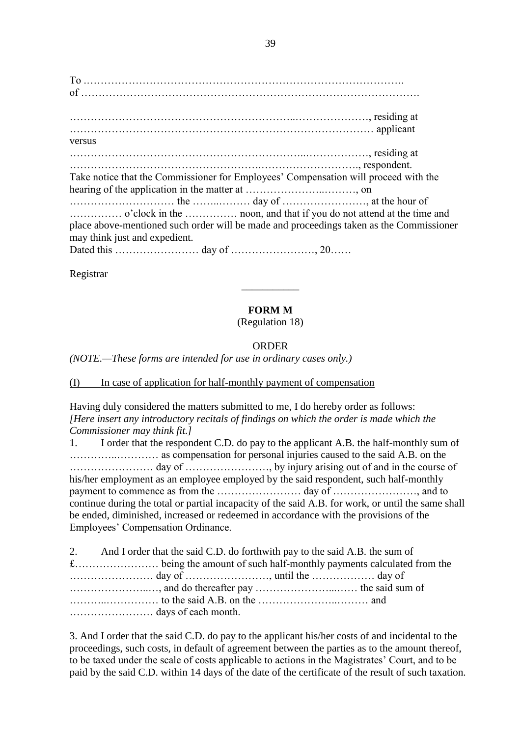To ……………………………………………………………………………………….
of ……………………………………………………………………………………….

…………………………………………………………..…………………, residing at
……………………………………………………………………………… applicant

versus

…………………………………………………………..………………, residing at
……………………………………………….………………………….., respondent.

Take notice that the Commissioner for Employees' Compensation will proceed with the hearing of the application in the matter at ………………..………, on ………………………… the ……..……… day of ……………………, at the hour of …………… o'clock in the …………… noon, and that if you do not attend at the time and place above-mentioned such order will be made and proceedings taken as the Commissioner may think just and expedient.

Dated this …………………… day of ……………………, 20……

Registrar

---

## FORM M

(Regulation 18)

ORDER

*(NOTE.—These forms are intended for use in ordinary cases only.)*

(I) In case of application for half-monthly payment of compensation

Having duly considered the matters submitted to me, I do hereby order as follows:
*[Here insert any introductory recitals of findings on which the order is made which the Commissioner may think fit.]*

1. I order that the respondent C.D. do pay to the applicant A.B. the half-monthly sum of …………..………… as compensation for personal injuries caused to the said A.B. on the …………………… day of ……………………, by injury arising out of and in the course of his/her employment as an employee employed by the said respondent, such half-monthly payment to commence as from the …………………… day of ……………………, and to continue during the total or partial incapacity of the said A.B. for work, or until the same shall be ended, diminished, increased or redeemed in accordance with the provisions of the Employees' Compensation Ordinance.

2. And I order that the said C.D. do forthwith pay to the said A.B. the sum of £…………………… being the amount of such half-monthly payments calculated from the …………………… day of ……………………, until the ……………… day of …………………..…, and do thereafter pay …………………...…… the said sum of ………..…………… to the said A.B. on the ………………..……… and …………………… days of each month.

3. And I order that the said C.D. do pay to the applicant his/her costs of and incidental to the proceedings, such costs, in default of agreement between the parties as to the amount thereof, to be taxed under the scale of costs applicable to actions in the Magistrates' Court, and to be paid by the said C.D. within 14 days of the date of the certificate of the result of such taxation.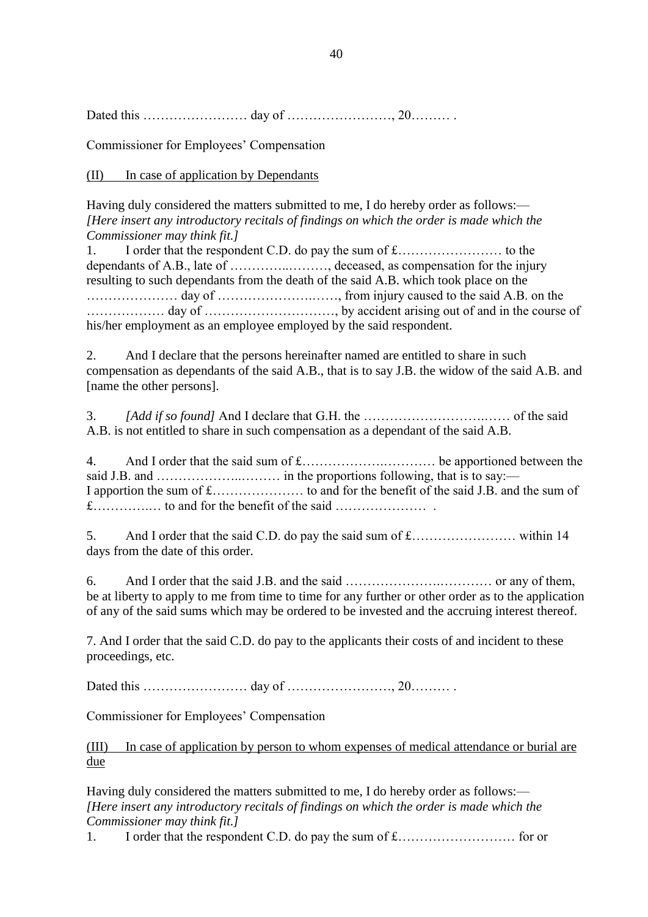Dated this …………………… day of ……………………, 20……… .

Commissioner for Employees' Compensation

(II) In case of application by Dependants

Having duly considered the matters submitted to me, I do hereby order as follows:—
*[Here insert any introductory recitals of findings on which the order is made which the Commissioner may think fit.]*

1. I order that the respondent C.D. do pay the sum of £…………………… to the dependants of A.B., late of …………..………, deceased, as compensation for the injury resulting to such dependants from the death of the said A.B. which took place on the ………………… day of …………………..……, from injury caused to the said A.B. on the ……………… day of …………………………, by accident arising out of and in the course of his/her employment as an employee employed by the said respondent.

2. And I declare that the persons hereinafter named are entitled to share in such compensation as dependants of the said A.B., that is to say J.B. the widow of the said A.B. and [name the other persons].

3. *[Add if so found]* And I declare that G.H. the ……………………….…… of the said A.B. is not entitled to share in such compensation as a dependant of the said A.B.

4. And I order that the said sum of £…………….………… be apportioned between the said J.B. and ………………..……… in the proportions following, that is to say:—
I apportion the sum of £………………… to and for the benefit of the said J.B. and the sum of £…………..… to and for the benefit of the said ………………… .

5. And I order that the said C.D. do pay the said sum of £…………………… within 14 days from the date of this order.

6. And I order that the said J.B. and the said ………………..………… or any of them, be at liberty to apply to me from time to time for any further or other order as to the application of any of the said sums which may be ordered to be invested and the accruing interest thereof.

7. And I order that the said C.D. do pay to the applicants their costs of and incident to these proceedings, etc.

Dated this …………………… day of ……………………, 20……… .

Commissioner for Employees' Compensation

(III) In case of application by person to whom expenses of medical attendance or burial are due

Having duly considered the matters submitted to me, I do hereby order as follows:—
*[Here insert any introductory recitals of findings on which the order is made which the Commissioner may think fit.]*

1. I order that the respondent C.D. do pay the sum of £……………………… for or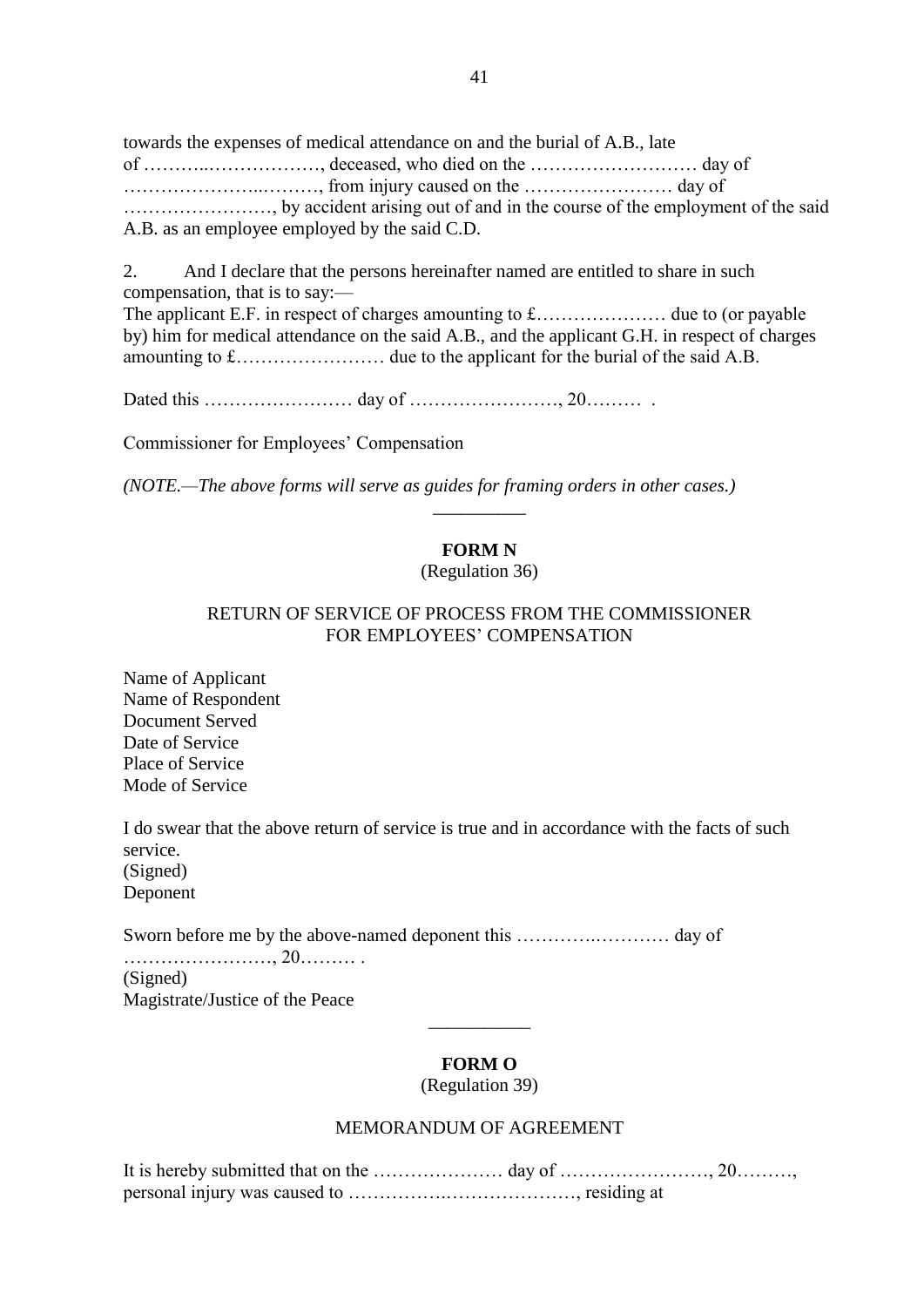towards the expenses of medical attendance on and the burial of A.B., late of ………..………………, deceased, who died on the ……………………… day of …………………...………, from injury caused on the …………………… day of ……………………, by accident arising out of and in the course of the employment of the said A.B. as an employee employed by the said C.D.

2. And I declare that the persons hereinafter named are entitled to share in such compensation, that is to say:—

The applicant E.F. in respect of charges amounting to £………………… due to (or payable by) him for medical attendance on the said A.B., and the applicant G.H. in respect of charges amounting to £…………………… due to the applicant for the burial of the said A.B.

Dated this …………………… day of ……………………, 20……… .

Commissioner for Employees' Compensation

*(NOTE.—The above forms will serve as guides for framing orders in other cases.)*

---

**FORM N**

(Regulation 36)

RETURN OF SERVICE OF PROCESS FROM THE COMMISSIONER FOR EMPLOYEES' COMPENSATION

Name of Applicant
Name of Respondent
Document Served
Date of Service
Place of Service
Mode of Service

I do swear that the above return of service is true and in accordance with the facts of such service.
(Signed)
Deponent

Sworn before me by the above-named deponent this ……….………… day of ……………………, 20……… .
(Signed)
Magistrate/Justice of the Peace

---

**FORM O**

(Regulation 39)

MEMORANDUM OF AGREEMENT

It is hereby submitted that on the ………………… day of ……………………, 20………, personal injury was caused to …………….…………………, residing at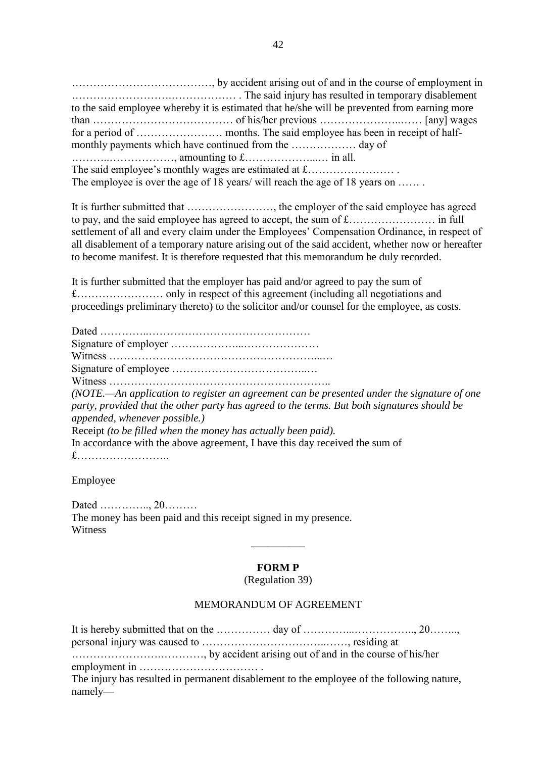…………………………………, by accident arising out of and in the course of employment in ……………………….……………… . The said injury has resulted in temporary disablement to the said employee whereby it is estimated that he/she will be prevented from earning more than ………………………………… of his/her previous …………………..…… [any] wages for a period of …………………… months. The said employee has been in receipt of half-monthly payments which have continued from the ……………… day of ………..………………, amounting to £………………...… in all.
The said employee's monthly wages are estimated at £…………………… .
The employee is over the age of 18 years/ will reach the age of 18 years on …… .

It is further submitted that ……………………, the employer of the said employee has agreed to pay, and the said employee has agreed to accept, the sum of £…………………… in full settlement of all and every claim under the Employees' Compensation Ordinance, in respect of all disablement of a temporary nature arising out of the said accident, whether now or hereafter to become manifest. It is therefore requested that this memorandum be duly recorded.

It is further submitted that the employer has paid and/or agreed to pay the sum of £…………………… only in respect of this agreement (including all negotiations and proceedings preliminary thereto) to the solicitor and/or counsel for the employee, as costs.

Dated …………..………………………………………
Signature of employer ………………...…………………
Witness …………………………………………………...…
Signature of employee ………………………………..…
Witness ……………………………………………………..
*(NOTE.—An application to register an agreement can be presented under the signature of one party, provided that the other party has agreed to the terms. But both signatures should be appended, whenever possible.)*
Receipt *(to be filled when the money has actually been paid).*
In accordance with the above agreement, I have this day received the sum of £……………………..

Employee

Dated ………….., 20………
The money has been paid and this receipt signed in my presence.
Witness

---

## FORM P

(Regulation 39)

MEMORANDUM OF AGREEMENT

It is hereby submitted that on the …………… day of …………..…………….., 20…….., personal injury was caused to …………………………..……, residing at …………………….…………, by accident arising out of and in the course of his/her employment in …………………………… .
The injury has resulted in permanent disablement to the employee of the following nature, namely—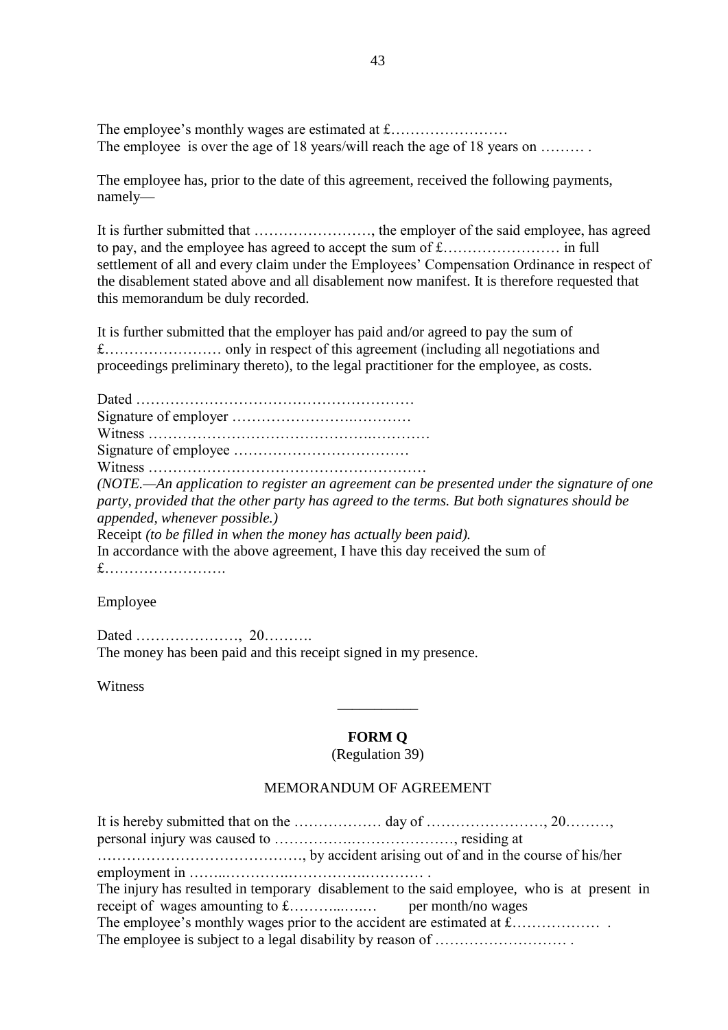The employee's monthly wages are estimated at £……………………
The employee is over the age of 18 years/will reach the age of 18 years on ……… .

The employee has, prior to the date of this agreement, received the following payments, namely—

It is further submitted that ……………………, the employer of the said employee, has agreed to pay, and the employee has agreed to accept the sum of £…………………… in full settlement of all and every claim under the Employees' Compensation Ordinance in respect of the disablement stated above and all disablement now manifest. It is therefore requested that this memorandum be duly recorded.

It is further submitted that the employer has paid and/or agreed to pay the sum of £…………………… only in respect of this agreement (including all negotiations and proceedings preliminary thereto), to the legal practitioner for the employee, as costs.

Dated …………………………………………………
Signature of employer …………………….…………
Witness ……………………………………….…………
Signature of employee ………………………………
Witness …………………………………………………
*(NOTE.—An application to register an agreement can be presented under the signature of one party, provided that the other party has agreed to the terms. But both signatures should be appended, whenever possible.)*
Receipt *(to be filled in when the money has actually been paid).*
In accordance with the above agreement, I have this day received the sum of £…………………….

Employee

Dated …………………, 20……….
The money has been paid and this receipt signed in my presence.

Witness

---

## FORM Q

(Regulation 39)

### MEMORANDUM OF AGREEMENT

It is hereby submitted that on the ……………… day of ……………………, 20………, personal injury was caused to ……………….…………………, residing at ……………………………………, by accident arising out of and in the course of his/her employment in ……..……….……………….………… .
The injury has resulted in temporary disablement to the said employee, who is at present in receipt of wages amounting to £………..….… per month/no wages
The employee's monthly wages prior to the accident are estimated at £……………… .
The employee is subject to a legal disability by reason of ……………………… .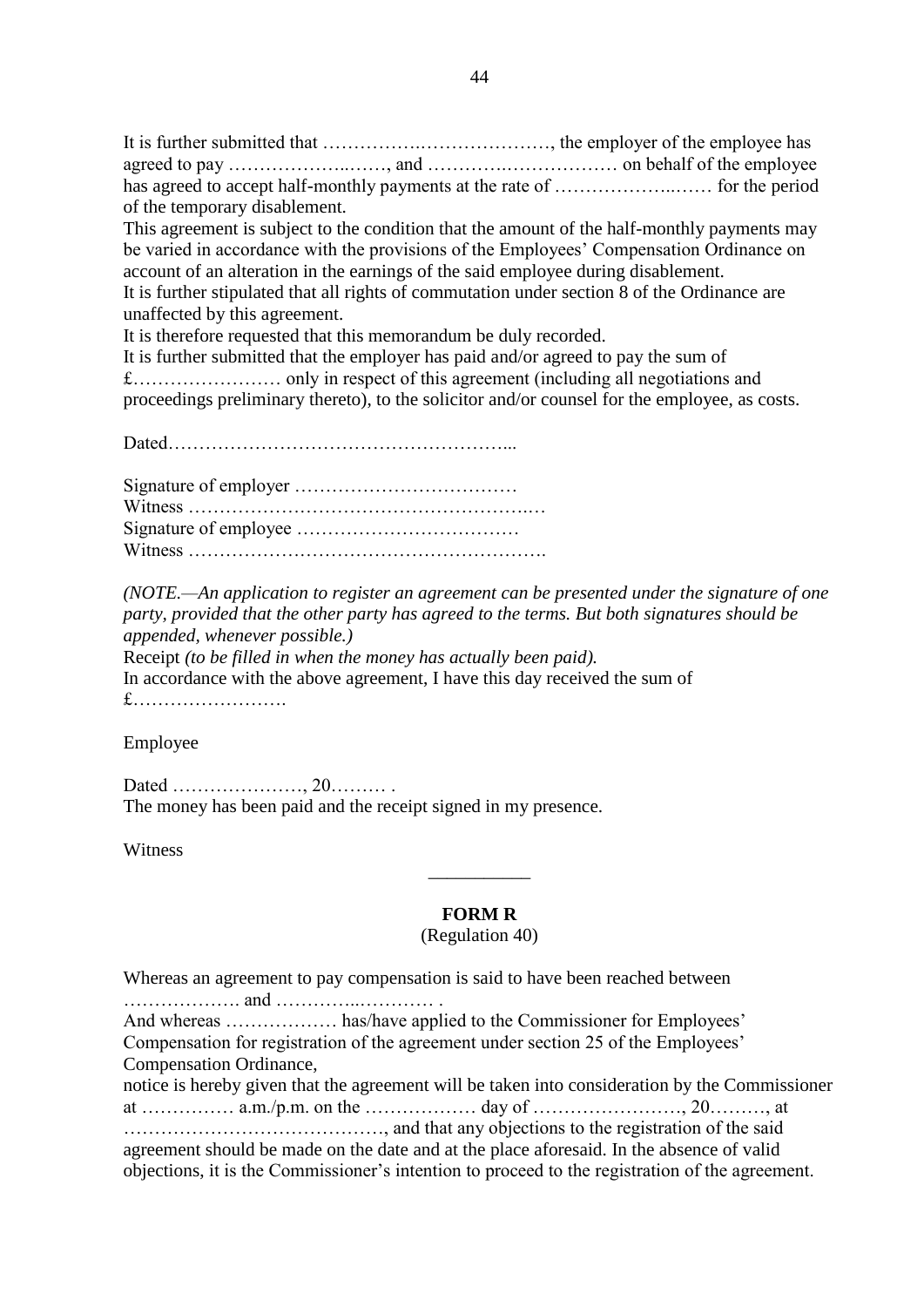It is further submitted that ……………….…………………, the employer of the employee has agreed to pay ………………..……, and …………..……………… on behalf of the employee has agreed to accept half-monthly payments at the rate of ………………..…… for the period of the temporary disablement.

This agreement is subject to the condition that the amount of the half-monthly payments may be varied in accordance with the provisions of the Employees' Compensation Ordinance on account of an alteration in the earnings of the said employee during disablement.

It is further stipulated that all rights of commutation under section 8 of the Ordinance are unaffected by this agreement.

It is therefore requested that this memorandum be duly recorded.

It is further submitted that the employer has paid and/or agreed to pay the sum of £…………………… only in respect of this agreement (including all negotiations and proceedings preliminary thereto), to the solicitor and/or counsel for the employee, as costs.

Dated……………………………………………...

Signature of employer ………………………………
Witness ………………………………………………..…
Signature of employee ………………………………
Witness ……………………………………………….

*(NOTE.—An application to register an agreement can be presented under the signature of one party, provided that the other party has agreed to the terms. But both signatures should be appended, whenever possible.)*

Receipt *(to be filled in when the money has actually been paid).*

In accordance with the above agreement, I have this day received the sum of £…………………….

Employee

Dated …………………, 20……… .
The money has been paid and the receipt signed in my presence.

Witness

---

**FORM R**
(Regulation 40)

Whereas an agreement to pay compensation is said to have been reached between ………………. and …………..………… .

And whereas ……………… has/have applied to the Commissioner for Employees' Compensation for registration of the agreement under section 25 of the Employees' Compensation Ordinance,

notice is hereby given that the agreement will be taken into consideration by the Commissioner at …………… a.m./p.m. on the ……………… day of ……………………, 20………, at ……………………………………, and that any objections to the registration of the said agreement should be made on the date and at the place aforesaid. In the absence of valid objections, it is the Commissioner's intention to proceed to the registration of the agreement.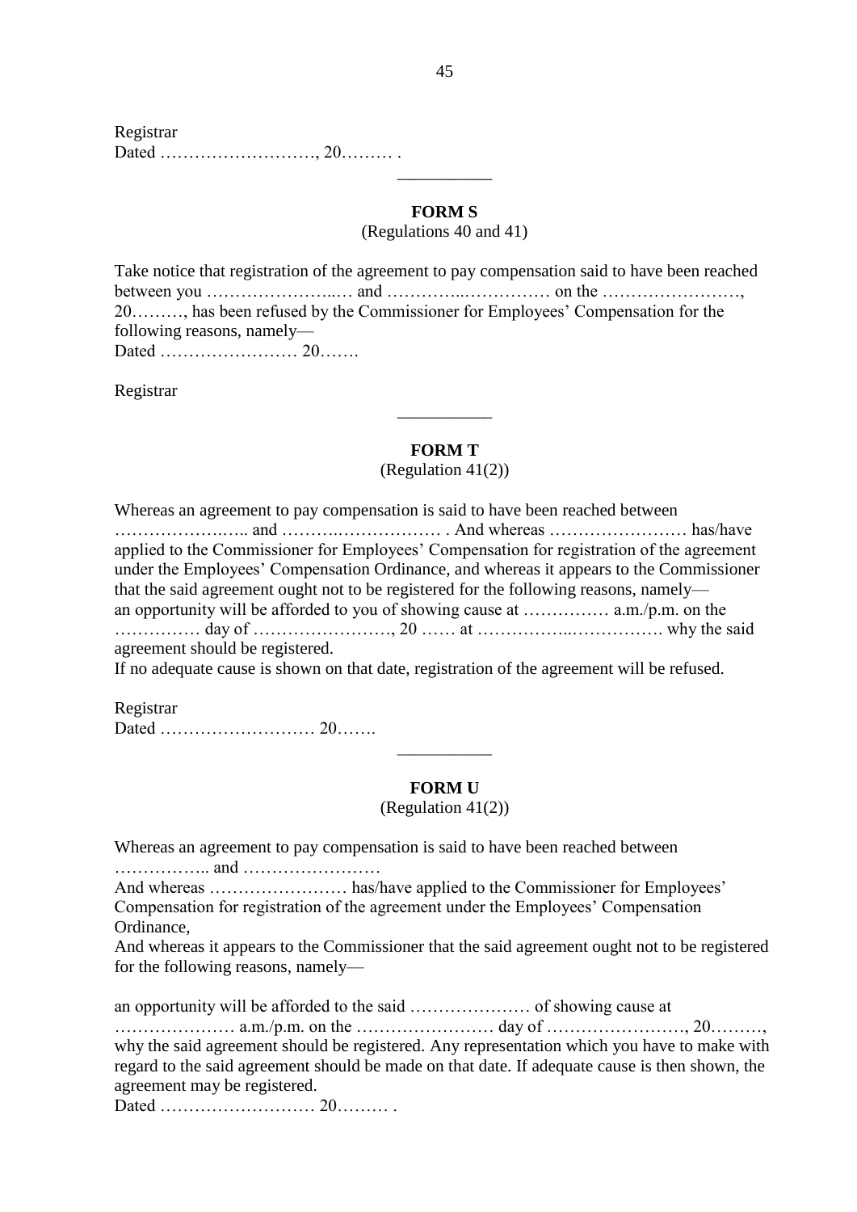Registrar
Dated ………………………, 20……… .

---

**FORM S**

(Regulations 40 and 41)

Take notice that registration of the agreement to pay compensation said to have been reached between you …………………..… and …………..…………… on the ……………………, 20………, has been refused by the Commissioner for Employees' Compensation for the following reasons, namely—
Dated …………………… 20…….

Registrar

---

**FORM T**

(Regulation 41(2))

Whereas an agreement to pay compensation is said to have been reached between …………………….. and ……….……………… . And whereas …………………… has/have applied to the Commissioner for Employees' Compensation for registration of the agreement under the Employees' Compensation Ordinance, and whereas it appears to the Commissioner that the said agreement ought not to be registered for the following reasons, namely—
an opportunity will be afforded to you of showing cause at …………… a.m./p.m. on the …………… day of ……………………, 20 …… at ……………..……………. why the said agreement should be registered.
If no adequate cause is shown on that date, registration of the agreement will be refused.

Registrar
Dated ……………………… 20…….

---

**FORM U**

(Regulation 41(2))

Whereas an agreement to pay compensation is said to have been reached between …………….. and ……………………
And whereas …………………… has/have applied to the Commissioner for Employees' Compensation for registration of the agreement under the Employees' Compensation Ordinance,
And whereas it appears to the Commissioner that the said agreement ought not to be registered for the following reasons, namely—

an opportunity will be afforded to the said ………………… of showing cause at ………………… a.m./p.m. on the …………………… day of ……………………, 20………, why the said agreement should be registered. Any representation which you have to make with regard to the said agreement should be made on that date. If adequate cause is then shown, the agreement may be registered.
Dated ……………………… 20……… .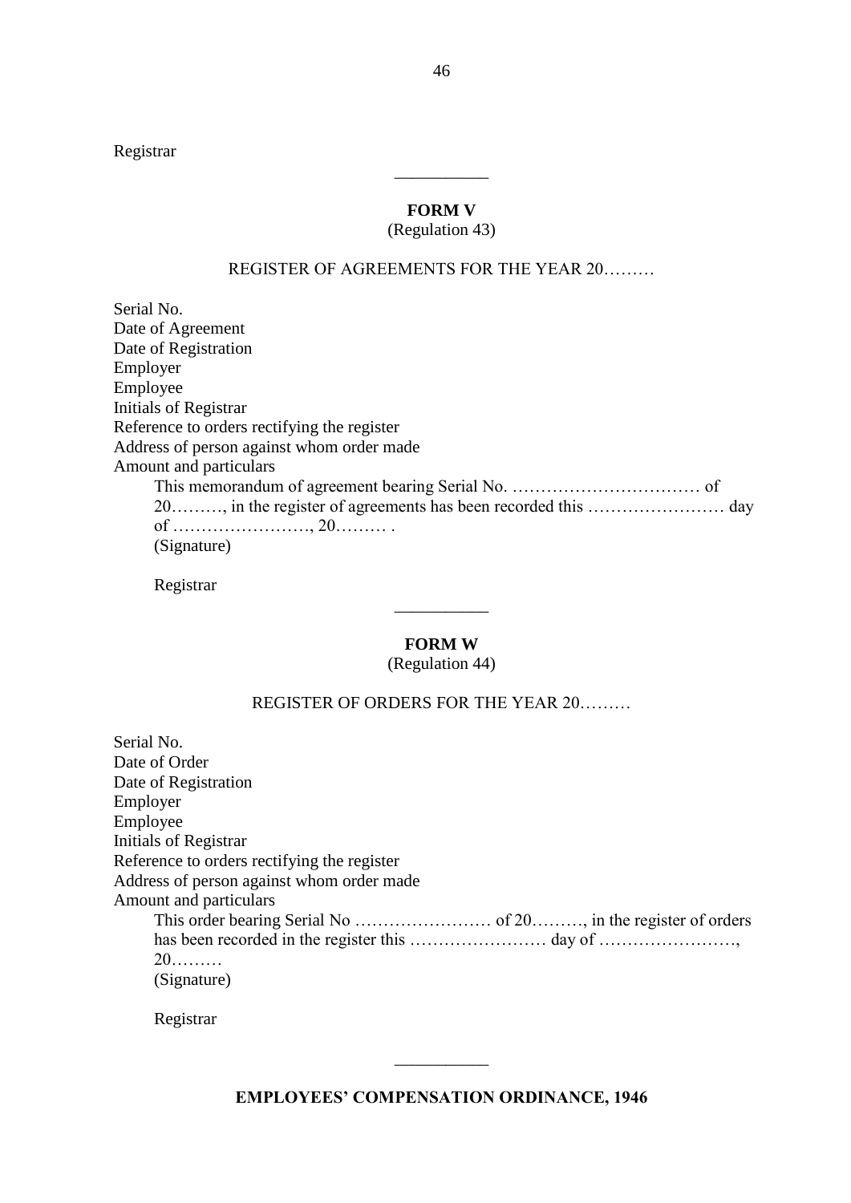Registrar

---

**FORM V**

(Regulation 43)

REGISTER OF AGREEMENTS FOR THE YEAR 20………

Serial No.
Date of Agreement
Date of Registration
Employer
Employee
Initials of Registrar
Reference to orders rectifying the register
Address of person against whom order made
Amount and particulars

> This memorandum of agreement bearing Serial No. …………………………… of 20………, in the register of agreements has been recorded this …………………… day of ……………………, 20……… .
> (Signature)
>
> Registrar

---

**FORM W**

(Regulation 44)

REGISTER OF ORDERS FOR THE YEAR 20………

Serial No.
Date of Order
Date of Registration
Employer
Employee
Initials of Registrar
Reference to orders rectifying the register
Address of person against whom order made
Amount and particulars

> This order bearing Serial No …………………… of 20………, in the register of orders has been recorded in the register this …………………… day of ……………………, 20………
> (Signature)
>
> Registrar

---

**EMPLOYEES' COMPENSATION ORDINANCE, 1946**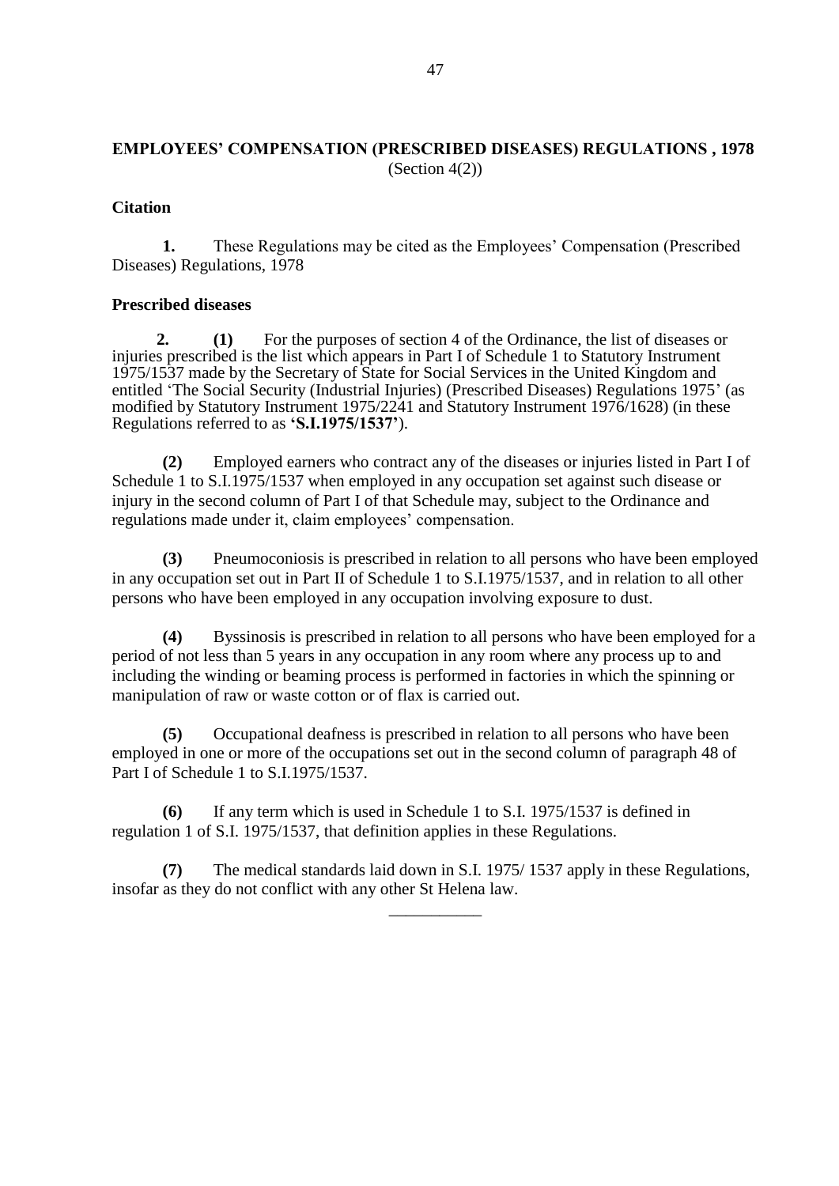# EMPLOYEES' COMPENSATION (PRESCRIBED DISEASES) REGULATIONS , 1978

(Section 4(2))

## Citation

**1.** These Regulations may be cited as the Employees' Compensation (Prescribed Diseases) Regulations, 1978

## Prescribed diseases

**2.** **(1)** For the purposes of section 4 of the Ordinance, the list of diseases or injuries prescribed is the list which appears in Part I of Schedule 1 to Statutory Instrument 1975/1537 made by the Secretary of State for Social Services in the United Kingdom and entitled 'The Social Security (Industrial Injuries) (Prescribed Diseases) Regulations 1975' (as modified by Statutory Instrument 1975/2241 and Statutory Instrument 1976/1628) (in these Regulations referred to as **'S.I.1975/1537'**).

**(2)** Employed earners who contract any of the diseases or injuries listed in Part I of Schedule 1 to S.I.1975/1537 when employed in any occupation set against such disease or injury in the second column of Part I of that Schedule may, subject to the Ordinance and regulations made under it, claim employees' compensation.

**(3)** Pneumoconiosis is prescribed in relation to all persons who have been employed in any occupation set out in Part II of Schedule 1 to S.I.1975/1537, and in relation to all other persons who have been employed in any occupation involving exposure to dust.

**(4)** Byssinosis is prescribed in relation to all persons who have been employed for a period of not less than 5 years in any occupation in any room where any process up to and including the winding or beaming process is performed in factories in which the spinning or manipulation of raw or waste cotton or of flax is carried out.

**(5)** Occupational deafness is prescribed in relation to all persons who have been employed in one or more of the occupations set out in the second column of paragraph 48 of Part I of Schedule 1 to S.I.1975/1537.

**(6)** If any term which is used in Schedule 1 to S.I. 1975/1537 is defined in regulation 1 of S.I. 1975/1537, that definition applies in these Regulations.

**(7)** The medical standards laid down in S.I. 1975/ 1537 apply in these Regulations, insofar as they do not conflict with any other St Helena law.

\_\_\_\_\_\_\_\_\_\_\_